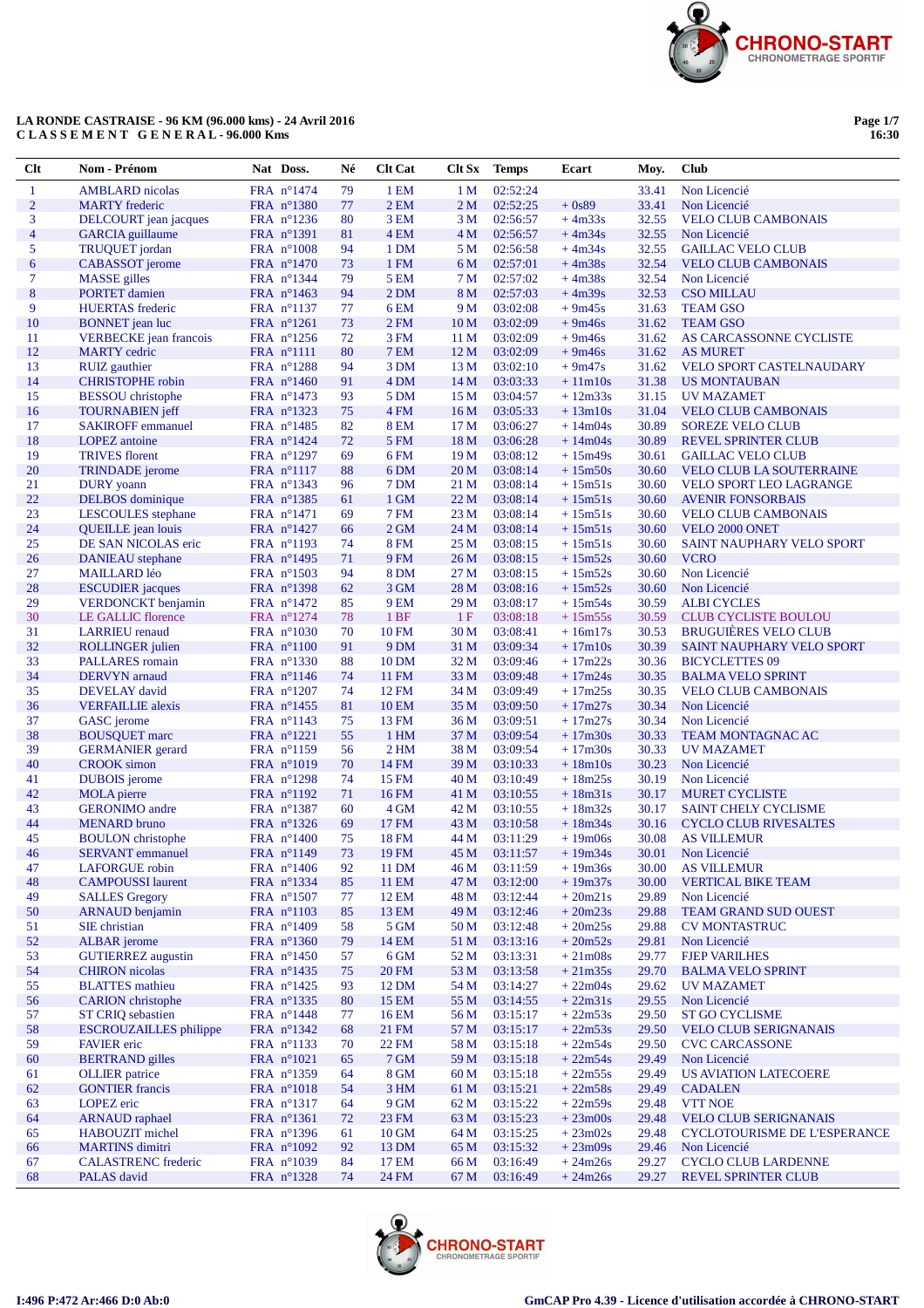**LA RONDE CASTRAISE - 96 KM (96.000 kms) - 24 Avril 2016**
**C L A S S E M E N T G E N E R A L - 96.000 Kms**

| Clt | Nom - Prénom | Nat | Doss. | Né | Clt Cat | Clt Sx | Temps | Ecart | Moy. | Club |
|---|---|---|---|---|---|---|---|---|---|---|
| 1 | AMBLARD nicolas | FRA | n°1474 | 79 | 1 EM | 1 M | 02:52:24 | | 33.41 | Non Licencié |
| 2 | MARTY frederic | FRA | n°1380 | 77 | 2 EM | 2 M | 02:52:25 | + 0s89 | 33.41 | Non Licencié |
| 3 | DELCOURT jean jacques | FRA | n°1236 | 80 | 3 EM | 3 M | 02:56:57 | + 4m33s | 32.55 | VELO CLUB CAMBONAIS |
| 4 | GARCIA guillaume | FRA | n°1391 | 81 | 4 EM | 4 M | 02:56:57 | + 4m34s | 32.55 | Non Licencié |
| 5 | TRUQUET jordan | FRA | n°1008 | 94 | 1 DM | 5 M | 02:56:58 | + 4m34s | 32.55 | GAILLAC VELO CLUB |
| 6 | CABASSOT jerome | FRA | n°1470 | 73 | 1 FM | 6 M | 02:57:01 | + 4m38s | 32.54 | VELO CLUB CAMBONAIS |
| 7 | MASSE gilles | FRA | n°1344 | 79 | 5 EM | 7 M | 02:57:02 | + 4m38s | 32.54 | Non Licencié |
| 8 | PORTET damien | FRA | n°1463 | 94 | 2 DM | 8 M | 02:57:03 | + 4m39s | 32.53 | CSO MILLAU |
| 9 | HUERTAS frederic | FRA | n°1137 | 77 | 6 EM | 9 M | 03:02:08 | + 9m45s | 31.63 | TEAM GSO |
| 10 | BONNET jean luc | FRA | n°1261 | 73 | 2 FM | 10 M | 03:02:09 | + 9m46s | 31.62 | TEAM GSO |
| 11 | VERBECKE jean francois | FRA | n°1256 | 72 | 3 FM | 11 M | 03:02:09 | + 9m46s | 31.62 | AS CARCASSONNE CYCLISTE |
| 12 | MARTY cedric | FRA | n°1111 | 80 | 7 EM | 12 M | 03:02:09 | + 9m46s | 31.62 | AS MURET |
| 13 | RUIZ gauthier | FRA | n°1288 | 94 | 3 DM | 13 M | 03:02:10 | + 9m47s | 31.62 | VELO SPORT CASTELNAUDARY |
| 14 | CHRISTOPHE robin | FRA | n°1460 | 91 | 4 DM | 14 M | 03:03:33 | + 11m10s | 31.38 | US MONTAUBAN |
| 15 | BESSOU christophe | FRA | n°1473 | 93 | 5 DM | 15 M | 03:04:57 | + 12m33s | 31.15 | UV MAZAMET |
| 16 | TOURNABIEN jeff | FRA | n°1323 | 75 | 4 FM | 16 M | 03:05:33 | + 13m10s | 31.04 | VELO CLUB CAMBONAIS |
| 17 | SAKIROFF emmanuel | FRA | n°1485 | 82 | 8 EM | 17 M | 03:06:27 | + 14m04s | 30.89 | SOREZE VELO CLUB |
| 18 | LOPEZ antoine | FRA | n°1424 | 72 | 5 FM | 18 M | 03:06:28 | + 14m04s | 30.89 | REVEL SPRINTER CLUB |
| 19 | TRIVES florent | FRA | n°1297 | 69 | 6 FM | 19 M | 03:08:12 | + 15m49s | 30.61 | GAILLAC VELO CLUB |
| 20 | TRINDADE jerome | FRA | n°1117 | 88 | 6 DM | 20 M | 03:08:14 | + 15m50s | 30.60 | VELO CLUB LA SOUTERRAINE |
| 21 | DURY yoann | FRA | n°1343 | 96 | 7 DM | 21 M | 03:08:14 | + 15m51s | 30.60 | VELO SPORT LEO LAGRANGE |
| 22 | DELBOS dominique | FRA | n°1385 | 61 | 1 GM | 22 M | 03:08:14 | + 15m51s | 30.60 | AVENIR FONSORBAIS |
| 23 | LESCOULES stephane | FRA | n°1471 | 69 | 7 FM | 23 M | 03:08:14 | + 15m51s | 30.60 | VELO CLUB CAMBONAIS |
| 24 | QUEILLE jean louis | FRA | n°1427 | 66 | 2 GM | 24 M | 03:08:14 | + 15m51s | 30.60 | VELO 2000 ONET |
| 25 | DE SAN NICOLAS eric | FRA | n°1193 | 74 | 8 FM | 25 M | 03:08:15 | + 15m51s | 30.60 | SAINT NAUPHARY VELO SPORT |
| 26 | DANIEAU stephane | FRA | n°1495 | 71 | 9 FM | 26 M | 03:08:15 | + 15m52s | 30.60 | VCRO |
| 27 | MAILLARD léo | FRA | n°1503 | 94 | 8 DM | 27 M | 03:08:15 | + 15m52s | 30.60 | Non Licencié |
| 28 | ESCUDIER jacques | FRA | n°1398 | 62 | 3 GM | 28 M | 03:08:16 | + 15m52s | 30.60 | Non Licencié |
| 29 | VERDONCKT benjamin | FRA | n°1472 | 85 | 9 EM | 29 M | 03:08:17 | + 15m54s | 30.59 | ALBI CYCLES |
| 30 | LE GALLIC florence | FRA | n°1274 | 78 | 1 BF | 1 F | 03:08:18 | + 15m55s | 30.59 | CLUB CYCLISTE BOULOU |
| 31 | LARRIEU renaud | FRA | n°1030 | 70 | 10 FM | 30 M | 03:08:41 | + 16m17s | 30.53 | BRUGUIÈRES VELO CLUB |
| 32 | ROLLINGER julien | FRA | n°1100 | 91 | 9 DM | 31 M | 03:09:34 | + 17m10s | 30.39 | SAINT NAUPHARY VELO SPORT |
| 33 | PALLARES romain | FRA | n°1330 | 88 | 10 DM | 32 M | 03:09:46 | + 17m22s | 30.36 | BICYCLETTES 09 |
| 34 | DERVYN arnaud | FRA | n°1146 | 74 | 11 FM | 33 M | 03:09:48 | + 17m24s | 30.35 | BALMA VELO SPRINT |
| 35 | DEVELAY david | FRA | n°1207 | 74 | 12 FM | 34 M | 03:09:49 | + 17m25s | 30.35 | VELO CLUB CAMBONAIS |
| 36 | VERFAILLIE alexis | FRA | n°1455 | 81 | 10 EM | 35 M | 03:09:50 | + 17m27s | 30.34 | Non Licencié |
| 37 | GASC jerome | FRA | n°1143 | 75 | 13 FM | 36 M | 03:09:51 | + 17m27s | 30.34 | Non Licencié |
| 38 | BOUSQUET marc | FRA | n°1221 | 55 | 1 HM | 37 M | 03:09:54 | + 17m30s | 30.33 | TEAM MONTAGNAC AC |
| 39 | GERMANIER gerard | FRA | n°1159 | 56 | 2 HM | 38 M | 03:09:54 | + 17m30s | 30.33 | UV MAZAMET |
| 40 | CROOK simon | FRA | n°1019 | 70 | 14 FM | 39 M | 03:10:33 | + 18m10s | 30.23 | Non Licencié |
| 41 | DUBOIS jerome | FRA | n°1298 | 74 | 15 FM | 40 M | 03:10:49 | + 18m25s | 30.19 | Non Licencié |
| 42 | MOLA pierre | FRA | n°1192 | 71 | 16 FM | 41 M | 03:10:55 | + 18m31s | 30.17 | MURET CYCLISTE |
| 43 | GERONIMO andre | FRA | n°1387 | 60 | 4 GM | 42 M | 03:10:55 | + 18m32s | 30.17 | SAINT CHELY CYCLISME |
| 44 | MENARD bruno | FRA | n°1326 | 69 | 17 FM | 43 M | 03:10:58 | + 18m34s | 30.16 | CYCLO CLUB RIVESALTES |
| 45 | BOULON christophe | FRA | n°1400 | 75 | 18 FM | 44 M | 03:11:29 | + 19m06s | 30.08 | AS VILLEMUR |
| 46 | SERVANT emmanuel | FRA | n°1149 | 73 | 19 FM | 45 M | 03:11:57 | + 19m34s | 30.01 | Non Licencié |
| 47 | LAFORGUE robin | FRA | n°1406 | 92 | 11 DM | 46 M | 03:11:59 | + 19m36s | 30.00 | AS VILLEMUR |
| 48 | CAMPOUSSI laurent | FRA | n°1334 | 85 | 11 EM | 47 M | 03:12:00 | + 19m37s | 30.00 | VERTICAL BIKE TEAM |
| 49 | SALLES Gregory | FRA | n°1507 | 77 | 12 EM | 48 M | 03:12:44 | + 20m21s | 29.89 | Non Licencié |
| 50 | ARNAUD benjamin | FRA | n°1103 | 85 | 13 EM | 49 M | 03:12:46 | + 20m23s | 29.88 | TEAM GRAND SUD OUEST |
| 51 | SIE christian | FRA | n°1409 | 58 | 5 GM | 50 M | 03:12:48 | + 20m25s | 29.88 | CV MONTASTRUC |
| 52 | ALBAR jerome | FRA | n°1360 | 79 | 14 EM | 51 M | 03:13:16 | + 20m52s | 29.81 | Non Licencié |
| 53 | GUTIERREZ augustin | FRA | n°1450 | 57 | 6 GM | 52 M | 03:13:31 | + 21m08s | 29.77 | FJEP VARILHES |
| 54 | CHIRON nicolas | FRA | n°1435 | 75 | 20 FM | 53 M | 03:13:58 | + 21m35s | 29.70 | BALMA VELO SPRINT |
| 55 | BLATTES mathieu | FRA | n°1425 | 93 | 12 DM | 54 M | 03:14:27 | + 22m04s | 29.62 | UV MAZAMET |
| 56 | CARION christophe | FRA | n°1335 | 80 | 15 EM | 55 M | 03:14:55 | + 22m31s | 29.55 | Non Licencié |
| 57 | ST CRIQ sebastien | FRA | n°1448 | 77 | 16 EM | 56 M | 03:15:17 | + 22m53s | 29.50 | ST GO CYCLISME |
| 58 | ESCROUZAILLES philippe | FRA | n°1342 | 68 | 21 FM | 57 M | 03:15:17 | + 22m53s | 29.50 | VELO CLUB SERIGNANAIS |
| 59 | FAVIER eric | FRA | n°1133 | 70 | 22 FM | 58 M | 03:15:18 | + 22m54s | 29.50 | CVC CARCASSONE |
| 60 | BERTRAND gilles | FRA | n°1021 | 65 | 7 GM | 59 M | 03:15:18 | + 22m54s | 29.49 | Non Licencié |
| 61 | OLLIER patrice | FRA | n°1359 | 64 | 8 GM | 60 M | 03:15:18 | + 22m55s | 29.49 | US AVIATION LATECOERE |
| 62 | GONTIER francis | FRA | n°1018 | 54 | 3 HM | 61 M | 03:15:21 | + 22m58s | 29.49 | CADALEN |
| 63 | LOPEZ eric | FRA | n°1317 | 64 | 9 GM | 62 M | 03:15:22 | + 22m59s | 29.48 | VTT NOE |
| 64 | ARNAUD raphael | FRA | n°1361 | 72 | 23 FM | 63 M | 03:15:23 | + 23m00s | 29.48 | VELO CLUB SERIGNANAIS |
| 65 | HABOUZIT michel | FRA | n°1396 | 61 | 10 GM | 64 M | 03:15:25 | + 23m02s | 29.48 | CYCLOTOURISME DE L'ESPERANCE |
| 66 | MARTINS dimitri | FRA | n°1092 | 92 | 13 DM | 65 M | 03:15:32 | + 23m09s | 29.46 | Non Licencié |
| 67 | CALASTRENC frederic | FRA | n°1039 | 84 | 17 EM | 66 M | 03:16:49 | + 24m26s | 29.27 | CYCLO CLUB LARDENNE |
| 68 | PALAS david | FRA | n°1328 | 74 | 24 FM | 67 M | 03:16:49 | + 24m26s | 29.27 | REVEL SPRINTER CLUB |

I:496 P:472 Ar:466 D:0 Ab:0

GmCAP Pro 4.39 - Licence d'utilisation accordée à CHRONO-START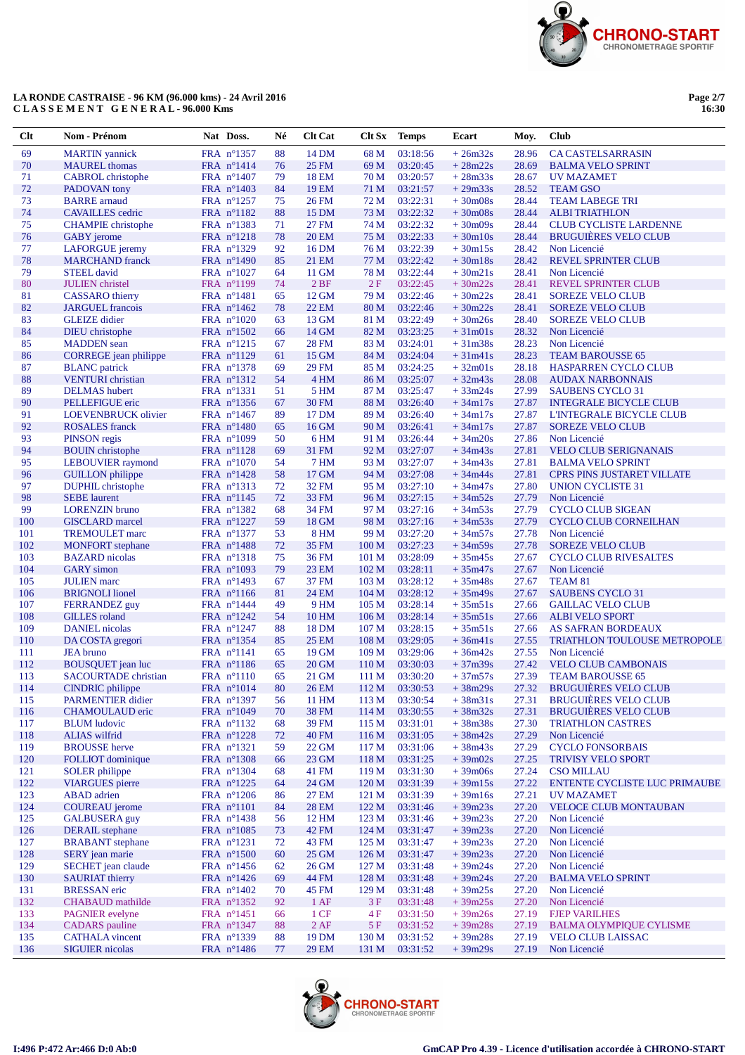LA RONDE CASTRAISE - 96 KM (96.000 kms) - 24 Avril 2016
C L A S S E M E N T   G E N E R A L - 96.000 Kms

| Clt | Nom - Prénom | Nat | Doss. | Né | Clt Cat | Clt Sx | Temps | Ecart | Moy. | Club |
|---|---|---|---|---|---|---|---|---|---|---|
| 69 | MARTIN yannick | FRA | n°1357 | 88 | 14 DM | 68 M | 03:18:56 | + 26m32s | 28.96 | CA CASTELSARRASIN |
| 70 | MAUREL thomas | FRA | n°1414 | 76 | 25 FM | 69 M | 03:20:45 | + 28m22s | 28.69 | BALMA VELO SPRINT |
| 71 | CABROL christophe | FRA | n°1407 | 79 | 18 EM | 70 M | 03:20:57 | + 28m33s | 28.67 | UV MAZAMET |
| 72 | PADOVAN tony | FRA | n°1403 | 84 | 19 EM | 71 M | 03:21:57 | + 29m33s | 28.52 | TEAM GSO |
| 73 | BARRE arnaud | FRA | n°1257 | 75 | 26 FM | 72 M | 03:22:31 | + 30m08s | 28.44 | TEAM LABEGE TRI |
| 74 | CAVAILLES cedric | FRA | n°1182 | 88 | 15 DM | 73 M | 03:22:32 | + 30m08s | 28.44 | ALBI TRIATHLON |
| 75 | CHAMPIE christophe | FRA | n°1383 | 71 | 27 FM | 74 M | 03:22:32 | + 30m09s | 28.44 | CLUB CYCLISTE LARDENNE |
| 76 | GABY jerome | FRA | n°1218 | 78 | 20 EM | 75 M | 03:22:33 | + 30m10s | 28.44 | BRUGUIÈRES VELO CLUB |
| 77 | LAFORGUE jeremy | FRA | n°1329 | 92 | 16 DM | 76 M | 03:22:39 | + 30m15s | 28.42 | Non Licencié |
| 78 | MARCHAND franck | FRA | n°1490 | 85 | 21 EM | 77 M | 03:22:42 | + 30m18s | 28.42 | REVEL SPRINTER CLUB |
| 79 | STEEL david | FRA | n°1027 | 64 | 11 GM | 78 M | 03:22:44 | + 30m21s | 28.41 | Non Licencié |
| 80 | JULIEN christel | FRA | n°1199 | 74 | 2 BF | 2 F | 03:22:45 | + 30m22s | 28.41 | REVEL SPRINTER CLUB |
| 81 | CASSARO thierry | FRA | n°1481 | 65 | 12 GM | 79 M | 03:22:46 | + 30m22s | 28.41 | SOREZE VELO CLUB |
| 82 | JARGUEL francois | FRA | n°1462 | 78 | 22 EM | 80 M | 03:22:46 | + 30m22s | 28.41 | SOREZE VELO CLUB |
| 83 | GLEIZE didier | FRA | n°1020 | 63 | 13 GM | 81 M | 03:22:49 | + 30m26s | 28.40 | SOREZE VELO CLUB |
| 84 | DIEU christophe | FRA | n°1502 | 66 | 14 GM | 82 M | 03:23:25 | + 31m01s | 28.32 | Non Licencié |
| 85 | MADDEN sean | FRA | n°1215 | 67 | 28 FM | 83 M | 03:24:01 | + 31m38s | 28.23 | Non Licencié |
| 86 | CORREGE jean philippe | FRA | n°1129 | 61 | 15 GM | 84 M | 03:24:04 | + 31m41s | 28.23 | TEAM BAROUSSE 65 |
| 87 | BLANC patrick | FRA | n°1378 | 69 | 29 FM | 85 M | 03:24:25 | + 32m01s | 28.18 | HASPARREN CYCLO CLUB |
| 88 | VENTURI christian | FRA | n°1312 | 54 | 4 HM | 86 M | 03:25:07 | + 32m43s | 28.08 | AUDAX NARBONNAIS |
| 89 | DELMAS hubert | FRA | n°1331 | 51 | 5 HM | 87 M | 03:25:47 | + 33m24s | 27.99 | SAUBENS CYCLO 31 |
| 90 | PELLEFIGUE eric | FRA | n°1356 | 67 | 30 FM | 88 M | 03:26:40 | + 34m17s | 27.87 | INTEGRALE BICYCLE CLUB |
| 91 | LOEVENBRUCK olivier | FRA | n°1467 | 89 | 17 DM | 89 M | 03:26:40 | + 34m17s | 27.87 | L'INTEGRALE BICYCLE CLUB |
| 92 | ROSALES franck | FRA | n°1480 | 65 | 16 GM | 90 M | 03:26:41 | + 34m17s | 27.87 | SOREZE VELO CLUB |
| 93 | PINSON regis | FRA | n°1099 | 50 | 6 HM | 91 M | 03:26:44 | + 34m20s | 27.86 | Non Licencié |
| 94 | BOUIN christophe | FRA | n°1128 | 69 | 31 FM | 92 M | 03:27:07 | + 34m43s | 27.81 | VELO CLUB SERIGNANAIS |
| 95 | LEBOUVIER raymond | FRA | n°1070 | 54 | 7 HM | 93 M | 03:27:07 | + 34m43s | 27.81 | BALMA VELO SPRINT |
| 96 | GUILLON philippe | FRA | n°1428 | 58 | 17 GM | 94 M | 03:27:08 | + 34m44s | 27.81 | CPRS PINS JUSTARET VILLATE |
| 97 | DUPHIL christophe | FRA | n°1313 | 72 | 32 FM | 95 M | 03:27:10 | + 34m47s | 27.80 | UNION CYCLISTE 31 |
| 98 | SEBE laurent | FRA | n°1145 | 72 | 33 FM | 96 M | 03:27:15 | + 34m52s | 27.79 | Non Licencié |
| 99 | LORENZIN bruno | FRA | n°1382 | 68 | 34 FM | 97 M | 03:27:16 | + 34m53s | 27.79 | CYCLO CLUB SIGEAN |
| 100 | GISCLARD marcel | FRA | n°1227 | 59 | 18 GM | 98 M | 03:27:16 | + 34m53s | 27.79 | CYCLO CLUB CORNEILHAN |
| 101 | TREMOULET marc | FRA | n°1377 | 53 | 8 HM | 99 M | 03:27:20 | + 34m57s | 27.78 | Non Licencié |
| 102 | MONFORT stephane | FRA | n°1488 | 72 | 35 FM | 100 M | 03:27:23 | + 34m59s | 27.78 | SOREZE VELO CLUB |
| 103 | BAZARD nicolas | FRA | n°1318 | 75 | 36 FM | 101 M | 03:28:09 | + 35m45s | 27.67 | CYCLO CLUB RIVESALTES |
| 104 | GARY simon | FRA | n°1093 | 79 | 23 EM | 102 M | 03:28:11 | + 35m47s | 27.67 | Non Licencié |
| 105 | JULIEN marc | FRA | n°1493 | 67 | 37 FM | 103 M | 03:28:12 | + 35m48s | 27.67 | TEAM 81 |
| 106 | BRIGNOLI lionel | FRA | n°1166 | 81 | 24 EM | 104 M | 03:28:12 | + 35m49s | 27.67 | SAUBENS CYCLO 31 |
| 107 | FERRANDEZ guy | FRA | n°1444 | 49 | 9 HM | 105 M | 03:28:14 | + 35m51s | 27.66 | GAILLAC VELO CLUB |
| 108 | GILLES roland | FRA | n°1242 | 54 | 10 HM | 106 M | 03:28:14 | + 35m51s | 27.66 | ALBI VELO SPORT |
| 109 | DANIEL nicolas | FRA | n°1247 | 88 | 18 DM | 107 M | 03:28:15 | + 35m51s | 27.66 | AS SAFRAN BORDEAUX |
| 110 | DA COSTA gregori | FRA | n°1354 | 85 | 25 EM | 108 M | 03:29:05 | + 36m41s | 27.55 | TRIATHLON TOULOUSE METROPOLE |
| 111 | JEA bruno | FRA | n°1141 | 65 | 19 GM | 109 M | 03:29:06 | + 36m42s | 27.55 | Non Licencié |
| 112 | BOUSQUET jean luc | FRA | n°1186 | 65 | 20 GM | 110 M | 03:30:03 | + 37m39s | 27.42 | VELO CLUB CAMBONAIS |
| 113 | SACOURTADE christian | FRA | n°1110 | 65 | 21 GM | 111 M | 03:30:20 | + 37m57s | 27.39 | TEAM BAROUSSE 65 |
| 114 | CINDRIC philippe | FRA | n°1014 | 80 | 26 EM | 112 M | 03:30:53 | + 38m29s | 27.32 | BRUGUIÈRES VELO CLUB |
| 115 | PARMENTIER didier | FRA | n°1397 | 56 | 11 HM | 113 M | 03:30:54 | + 38m31s | 27.31 | BRUGUIÈRES VELO CLUB |
| 116 | CHAMOULAUD eric | FRA | n°1049 | 70 | 38 FM | 114 M | 03:30:55 | + 38m32s | 27.31 | BRUGUIÈRES VELO CLUB |
| 117 | BLUM ludovic | FRA | n°1132 | 68 | 39 FM | 115 M | 03:31:01 | + 38m38s | 27.30 | TRIATHLON CASTRES |
| 118 | ALIAS wilfrid | FRA | n°1228 | 72 | 40 FM | 116 M | 03:31:05 | + 38m42s | 27.29 | Non Licencié |
| 119 | BROUSSE herve | FRA | n°1321 | 59 | 22 GM | 117 M | 03:31:06 | + 38m43s | 27.29 | CYCLO FONSORBAIS |
| 120 | FOLLIOT dominique | FRA | n°1308 | 66 | 23 GM | 118 M | 03:31:25 | + 39m02s | 27.25 | TRIVISY VELO SPORT |
| 121 | SOLER philippe | FRA | n°1304 | 68 | 41 FM | 119 M | 03:31:30 | + 39m06s | 27.24 | CSO MILLAU |
| 122 | VIARGUES pierre | FRA | n°1225 | 64 | 24 GM | 120 M | 03:31:39 | + 39m15s | 27.22 | ENTENTE CYCLISTE LUC PRIMAUBE |
| 123 | ABAD adrien | FRA | n°1206 | 86 | 27 EM | 121 M | 03:31:39 | + 39m16s | 27.21 | UV MAZAMET |
| 124 | COUREAU jerome | FRA | n°1101 | 84 | 28 EM | 122 M | 03:31:46 | + 39m23s | 27.20 | VELOCE CLUB MONTAUBAN |
| 125 | GALBUSERA guy | FRA | n°1438 | 56 | 12 HM | 123 M | 03:31:46 | + 39m23s | 27.20 | Non Licencié |
| 126 | DERAIL stephane | FRA | n°1085 | 73 | 42 FM | 124 M | 03:31:47 | + 39m23s | 27.20 | Non Licencié |
| 127 | BRABANT stephane | FRA | n°1231 | 72 | 43 FM | 125 M | 03:31:47 | + 39m23s | 27.20 | Non Licencié |
| 128 | SERY jean marie | FRA | n°1500 | 60 | 25 GM | 126 M | 03:31:47 | + 39m23s | 27.20 | Non Licencié |
| 129 | SECHET jean claude | FRA | n°1456 | 62 | 26 GM | 127 M | 03:31:48 | + 39m24s | 27.20 | Non Licencié |
| 130 | SAURIAT thierry | FRA | n°1426 | 69 | 44 FM | 128 M | 03:31:48 | + 39m24s | 27.20 | BALMA VELO SPRINT |
| 131 | BRESSAN eric | FRA | n°1402 | 70 | 45 FM | 129 M | 03:31:48 | + 39m25s | 27.20 | Non Licencié |
| 132 | CHABAUD mathilde | FRA | n°1352 | 92 | 1 AF | 3 F | 03:31:48 | + 39m25s | 27.20 | Non Licencié |
| 133 | PAGNIER evelyne | FRA | n°1451 | 66 | 1 CF | 4 F | 03:31:50 | + 39m26s | 27.19 | FJEP VARILHES |
| 134 | CADARS pauline | FRA | n°1347 | 88 | 2 AF | 5 F | 03:31:52 | + 39m28s | 27.19 | BALMA OLYMPIQUE CYLISME |
| 135 | CATHALA vincent | FRA | n°1339 | 88 | 19 DM | 130 M | 03:31:52 | + 39m28s | 27.19 | VELO CLUB LAISSAC |
| 136 | SIGUIER nicolas | FRA | n°1486 | 77 | 29 EM | 131 M | 03:31:52 | + 39m29s | 27.19 | Non Licencié |

I:496 P:472 Ar:466 D:0 Ab:0

GmCAP Pro 4.39 - Licence d'utilisation accordée à CHRONO-START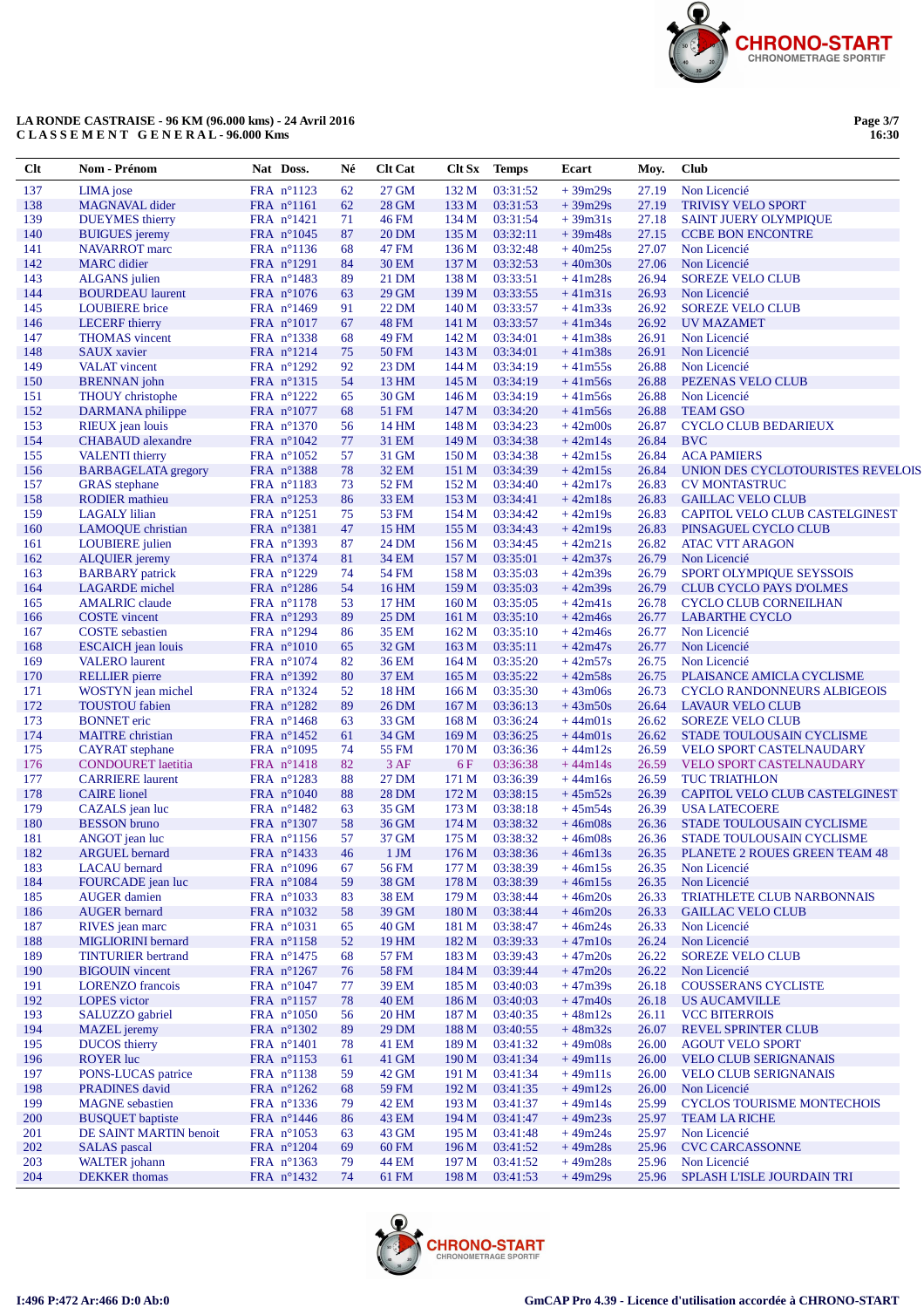**LA RONDE CASTRAISE - 96 KM (96.000 kms) - 24 Avril 2016**
**C L A S S E M E N T   G E N E R A L - 96.000 Kms**

| Clt | Nom - Prénom | Nat | Doss. | Né | Clt Cat | Clt Sx | Temps | Ecart | Moy. | Club |
|---|---|---|---|---|---|---|---|---|---|---|
| 137 | LIMA jose | FRA | n°1123 | 62 | 27 GM | 132 M | 03:31:52 | + 39m29s | 27.19 | Non Licencié |
| 138 | MAGNAVAL dider | FRA | n°1161 | 62 | 28 GM | 133 M | 03:31:53 | + 39m29s | 27.19 | TRIVISY VELO SPORT |
| 139 | DUEYMES thierry | FRA | n°1421 | 71 | 46 FM | 134 M | 03:31:54 | + 39m31s | 27.18 | SAINT JUERY OLYMPIQUE |
| 140 | BUIGUES jeremy | FRA | n°1045 | 87 | 20 DM | 135 M | 03:32:11 | + 39m48s | 27.15 | CCBE BON ENCONTRE |
| 141 | NAVARROT marc | FRA | n°1136 | 68 | 47 FM | 136 M | 03:32:48 | + 40m25s | 27.07 | Non Licencié |
| 142 | MARC didier | FRA | n°1291 | 84 | 30 EM | 137 M | 03:32:53 | + 40m30s | 27.06 | Non Licencié |
| 143 | ALGANS julien | FRA | n°1483 | 89 | 21 DM | 138 M | 03:33:51 | + 41m28s | 26.94 | SOREZE VELO CLUB |
| 144 | BOURDEAU laurent | FRA | n°1076 | 63 | 29 GM | 139 M | 03:33:55 | + 41m31s | 26.93 | Non Licencié |
| 145 | LOUBIERE brice | FRA | n°1469 | 91 | 22 DM | 140 M | 03:33:57 | + 41m33s | 26.92 | SOREZE VELO CLUB |
| 146 | LECERF thierry | FRA | n°1017 | 67 | 48 FM | 141 M | 03:33:57 | + 41m34s | 26.92 | UV MAZAMET |
| 147 | THOMAS vincent | FRA | n°1338 | 68 | 49 FM | 142 M | 03:34:01 | + 41m38s | 26.91 | Non Licencié |
| 148 | SAUX xavier | FRA | n°1214 | 75 | 50 FM | 143 M | 03:34:01 | + 41m38s | 26.91 | Non Licencié |
| 149 | VALAT vincent | FRA | n°1292 | 92 | 23 DM | 144 M | 03:34:19 | + 41m55s | 26.88 | Non Licencié |
| 150 | BRENNAN john | FRA | n°1315 | 54 | 13 HM | 145 M | 03:34:19 | + 41m56s | 26.88 | PEZENAS VELO CLUB |
| 151 | THOUY christophe | FRA | n°1222 | 65 | 30 GM | 146 M | 03:34:19 | + 41m56s | 26.88 | Non Licencié |
| 152 | DARMANA philippe | FRA | n°1077 | 68 | 51 FM | 147 M | 03:34:20 | + 41m56s | 26.88 | TEAM GSO |
| 153 | RIEUX jean louis | FRA | n°1370 | 56 | 14 HM | 148 M | 03:34:23 | + 42m00s | 26.87 | CYCLO CLUB BEDARIEUX |
| 154 | CHABAUD alexandre | FRA | n°1042 | 77 | 31 EM | 149 M | 03:34:38 | + 42m14s | 26.84 | BVC |
| 155 | VALENTI thierry | FRA | n°1052 | 57 | 31 GM | 150 M | 03:34:38 | + 42m15s | 26.84 | ACA PAMIERS |
| 156 | BARBAGELATA gregory | FRA | n°1388 | 78 | 32 EM | 151 M | 03:34:39 | + 42m15s | 26.84 | UNION DES CYCLOTOURISTES REVELOIS |
| 157 | GRAS stephane | FRA | n°1183 | 73 | 52 FM | 152 M | 03:34:40 | + 42m17s | 26.83 | CV MONTASTRUC |
| 158 | RODIER mathieu | FRA | n°1253 | 86 | 33 EM | 153 M | 03:34:41 | + 42m18s | 26.83 | GAILLAC VELO CLUB |
| 159 | LAGALY lilian | FRA | n°1251 | 75 | 53 FM | 154 M | 03:34:42 | + 42m19s | 26.83 | CAPITOL VELO CLUB CASTELGINEST |
| 160 | LAMOQUE christian | FRA | n°1381 | 47 | 15 HM | 155 M | 03:34:43 | + 42m19s | 26.83 | PINSAGUEL CYCLO CLUB |
| 161 | LOUBIERE julien | FRA | n°1393 | 87 | 24 DM | 156 M | 03:34:45 | + 42m21s | 26.82 | ATAC VTT ARAGON |
| 162 | ALQUIER jeremy | FRA | n°1374 | 81 | 34 EM | 157 M | 03:35:01 | + 42m37s | 26.79 | Non Licencié |
| 163 | BARBARY patrick | FRA | n°1229 | 74 | 54 FM | 158 M | 03:35:03 | + 42m39s | 26.79 | SPORT OLYMPIQUE SEYSSOIS |
| 164 | LAGARDE michel | FRA | n°1286 | 54 | 16 HM | 159 M | 03:35:03 | + 42m39s | 26.79 | CLUB CYCLO PAYS D'OLMES |
| 165 | AMALRIC claude | FRA | n°1178 | 53 | 17 HM | 160 M | 03:35:05 | + 42m41s | 26.78 | CYCLO CLUB CORNEILHAN |
| 166 | COSTE vincent | FRA | n°1293 | 89 | 25 DM | 161 M | 03:35:10 | + 42m46s | 26.77 | LABARTHE CYCLO |
| 167 | COSTE sebastien | FRA | n°1294 | 86 | 35 EM | 162 M | 03:35:10 | + 42m46s | 26.77 | Non Licencié |
| 168 | ESCAICH jean louis | FRA | n°1010 | 65 | 32 GM | 163 M | 03:35:11 | + 42m47s | 26.77 | Non Licencié |
| 169 | VALERO laurent | FRA | n°1074 | 82 | 36 EM | 164 M | 03:35:20 | + 42m57s | 26.75 | Non Licencié |
| 170 | RELLIER pierre | FRA | n°1392 | 80 | 37 EM | 165 M | 03:35:22 | + 42m58s | 26.75 | PLAISANCE AMICLA CYCLISME |
| 171 | WOSTYN jean michel | FRA | n°1324 | 52 | 18 HM | 166 M | 03:35:30 | + 43m06s | 26.73 | CYCLO RANDONNEURS ALBIGEOIS |
| 172 | TOUSTOU fabien | FRA | n°1282 | 89 | 26 DM | 167 M | 03:36:13 | + 43m50s | 26.64 | LAVAUR VELO CLUB |
| 173 | BONNET eric | FRA | n°1468 | 63 | 33 GM | 168 M | 03:36:24 | + 44m01s | 26.62 | SOREZE VELO CLUB |
| 174 | MAITRE christian | FRA | n°1452 | 61 | 34 GM | 169 M | 03:36:25 | + 44m01s | 26.62 | STADE TOULOUSAIN CYCLISME |
| 175 | CAYRAT stephane | FRA | n°1095 | 74 | 55 FM | 170 M | 03:36:36 | + 44m12s | 26.59 | VELO SPORT CASTELNAUDARY |
| 176 | CONDOURET laetitia | FRA | n°1418 | 82 | 3 AF | 6 F | 03:36:38 | + 44m14s | 26.59 | VELO SPORT CASTELNAUDARY |
| 177 | CARRIERE laurent | FRA | n°1283 | 88 | 27 DM | 171 M | 03:36:39 | + 44m16s | 26.59 | TUC TRIATHLON |
| 178 | CAIRE lionel | FRA | n°1040 | 88 | 28 DM | 172 M | 03:38:15 | + 45m52s | 26.39 | CAPITOL VELO CLUB CASTELGINEST |
| 179 | CAZALS jean luc | FRA | n°1482 | 63 | 35 GM | 173 M | 03:38:18 | + 45m54s | 26.39 | USA LATECOERE |
| 180 | BESSON bruno | FRA | n°1307 | 58 | 36 GM | 174 M | 03:38:32 | + 46m08s | 26.36 | STADE TOULOUSAIN CYCLISME |
| 181 | ANGOT jean luc | FRA | n°1156 | 57 | 37 GM | 175 M | 03:38:32 | + 46m08s | 26.36 | STADE TOULOUSAIN CYCLISME |
| 182 | ARGUEL bernard | FRA | n°1433 | 46 | 1 JM | 176 M | 03:38:36 | + 46m13s | 26.35 | PLANETE 2 ROUES GREEN TEAM 48 |
| 183 | LACAU bernard | FRA | n°1096 | 67 | 56 FM | 177 M | 03:38:39 | + 46m15s | 26.35 | Non Licencié |
| 184 | FOURCADE jean luc | FRA | n°1084 | 59 | 38 GM | 178 M | 03:38:39 | + 46m15s | 26.35 | Non Licencié |
| 185 | AUGER damien | FRA | n°1033 | 83 | 38 EM | 179 M | 03:38:44 | + 46m20s | 26.33 | TRIATHLETE CLUB NARBONNAIS |
| 186 | AUGER bernard | FRA | n°1032 | 58 | 39 GM | 180 M | 03:38:44 | + 46m20s | 26.33 | GAILLAC VELO CLUB |
| 187 | RIVES jean marc | FRA | n°1031 | 65 | 40 GM | 181 M | 03:38:47 | + 46m24s | 26.33 | Non Licencié |
| 188 | MIGLIORINI bernard | FRA | n°1158 | 52 | 19 HM | 182 M | 03:39:33 | + 47m10s | 26.24 | Non Licencié |
| 189 | TINTURIER bertrand | FRA | n°1475 | 68 | 57 FM | 183 M | 03:39:43 | + 47m20s | 26.22 | SOREZE VELO CLUB |
| 190 | BIGOUIN vincent | FRA | n°1267 | 76 | 58 FM | 184 M | 03:39:44 | + 47m20s | 26.22 | Non Licencié |
| 191 | LORENZO francois | FRA | n°1047 | 77 | 39 EM | 185 M | 03:40:03 | + 47m39s | 26.18 | COUSSERANS CYCLISTE |
| 192 | LOPES victor | FRA | n°1157 | 78 | 40 EM | 186 M | 03:40:03 | + 47m40s | 26.18 | US AUCAMVILLE |
| 193 | SALUZZO gabriel | FRA | n°1050 | 56 | 20 HM | 187 M | 03:40:35 | + 48m12s | 26.11 | VCC BITERROIS |
| 194 | MAZEL jeremy | FRA | n°1302 | 89 | 29 DM | 188 M | 03:40:55 | + 48m32s | 26.07 | REVEL SPRINTER CLUB |
| 195 | DUCOS thierry | FRA | n°1401 | 78 | 41 EM | 189 M | 03:41:32 | + 49m08s | 26.00 | AGOUT VELO SPORT |
| 196 | ROYER luc | FRA | n°1153 | 61 | 41 GM | 190 M | 03:41:34 | + 49m11s | 26.00 | VELO CLUB SERIGNANAIS |
| 197 | PONS-LUCAS patrice | FRA | n°1138 | 59 | 42 GM | 191 M | 03:41:34 | + 49m11s | 26.00 | VELO CLUB SERIGNANAIS |
| 198 | PRADINES david | FRA | n°1262 | 68 | 59 FM | 192 M | 03:41:35 | + 49m12s | 26.00 | Non Licencié |
| 199 | MAGNE sebastien | FRA | n°1336 | 79 | 42 EM | 193 M | 03:41:37 | + 49m14s | 25.99 | CYCLOS TOURISME MONTECHOIS |
| 200 | BUSQUET baptiste | FRA | n°1446 | 86 | 43 EM | 194 M | 03:41:47 | + 49m23s | 25.97 | TEAM LA RICHE |
| 201 | DE SAINT MARTIN benoit | FRA | n°1053 | 63 | 43 GM | 195 M | 03:41:48 | + 49m24s | 25.97 | Non Licencié |
| 202 | SALAS pascal | FRA | n°1204 | 69 | 60 FM | 196 M | 03:41:52 | + 49m28s | 25.96 | CVC CARCASSONNE |
| 203 | WALTER johann | FRA | n°1363 | 79 | 44 EM | 197 M | 03:41:52 | + 49m28s | 25.96 | Non Licencié |
| 204 | DEKKER thomas | FRA | n°1432 | 74 | 61 FM | 198 M | 03:41:53 | + 49m29s | 25.96 | SPLASH L'ISLE JOURDAIN TRI |

I:496 P:472 Ar:466 D:0 Ab:0

GmCAP Pro 4.39 - Licence d'utilisation accordée à CHRONO-START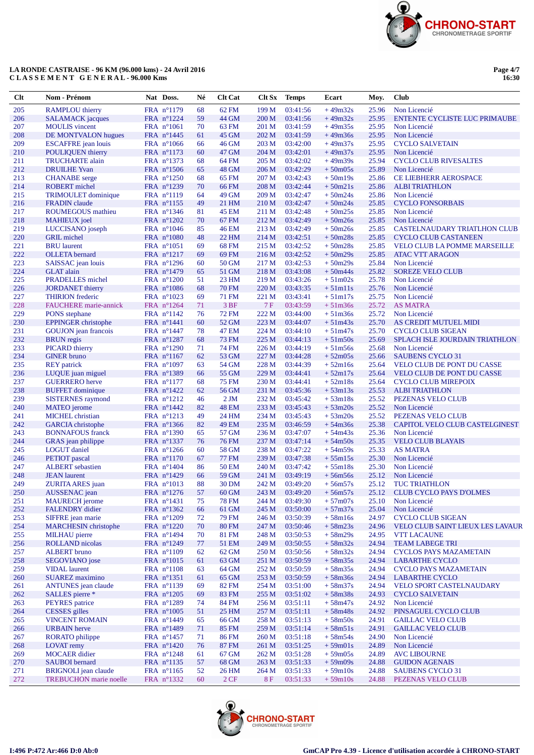**LA RONDE CASTRAISE - 96 KM (96.000 kms) - 24 Avril 2016**
**C L A S S E M E N T G E N E R A L - 96.000 Kms**

Page 4/7
16:30

| Clt | Nom - Prénom | Nat | Doss. | Né | Clt Cat | Clt Sx | Temps | Ecart | Moy. | Club |
|---|---|---|---|---|---|---|---|---|---|---|
| 205 | RAMPLOU thierry | FRA | n°1179 | 68 | 62 FM | 199 M | 03:41:56 | + 49m32s | 25.96 | Non Licencié |
| 206 | SALAMACK jacques | FRA | n°1224 | 59 | 44 GM | 200 M | 03:41:56 | + 49m32s | 25.95 | ENTENTE CYCLISTE LUC PRIMAUBE |
| 207 | MOULIS vincent | FRA | n°1061 | 70 | 63 FM | 201 M | 03:41:59 | + 49m35s | 25.95 | Non Licencié |
| 208 | DE MONTVALON hugues | FRA | n°1445 | 61 | 45 GM | 202 M | 03:41:59 | + 49m36s | 25.95 | Non Licencié |
| 209 | ESCAFFRE jean louis | FRA | n°1066 | 66 | 46 GM | 203 M | 03:42:00 | + 49m37s | 25.95 | CYCLO SALVETAIN |
| 210 | POULIQUEN thierry | FRA | n°1173 | 60 | 47 GM | 204 M | 03:42:01 | + 49m37s | 25.95 | Non Licencié |
| 211 | TRUCHARTE alain | FRA | n°1373 | 68 | 64 FM | 205 M | 03:42:02 | + 49m39s | 25.94 | CYCLO CLUB RIVESALTES |
| 212 | DRUILHE Yvan | FRA | n°1506 | 65 | 48 GM | 206 M | 03:42:29 | + 50m05s | 25.89 | Non Licencié |
| 213 | CHANABE serge | FRA | n°1250 | 68 | 65 FM | 207 M | 03:42:43 | + 50m19s | 25.86 | CE LIEBHERR AEROSPACE |
| 214 | ROBERT michel | FRA | n°1239 | 70 | 66 FM | 208 M | 03:42:44 | + 50m21s | 25.86 | ALBI TRIATHLON |
| 215 | TRIMOULET dominique | FRA | n°1119 | 64 | 49 GM | 209 M | 03:42:47 | + 50m24s | 25.86 | Non Licencié |
| 216 | FRADIN claude | FRA | n°1155 | 49 | 21 HM | 210 M | 03:42:47 | + 50m24s | 25.85 | CYCLO FONSORBAIS |
| 217 | ROUMEGOUS mathieu | FRA | n°1346 | 81 | 45 EM | 211 M | 03:42:48 | + 50m25s | 25.85 | Non Licencié |
| 218 | MAHIEUX joel | FRA | n°1202 | 70 | 67 FM | 212 M | 03:42:49 | + 50m26s | 25.85 | Non Licencié |
| 219 | LUCCISANO joseph | FRA | n°1046 | 85 | 46 EM | 213 M | 03:42:49 | + 50m26s | 25.85 | CASTELNAUDARY TRIATHLON CLUB |
| 220 | GRIL michel | FRA | n°1080 | 48 | 22 HM | 214 M | 03:42:51 | + 50m28s | 25.85 | CYCLO CLUB CASTANEEN |
| 221 | BRU laurent | FRA | n°1051 | 69 | 68 FM | 215 M | 03:42:52 | + 50m28s | 25.85 | VELO CLUB LA POMME MARSEILLE |
| 222 | OLLETA bernard | FRA | n°1217 | 69 | 69 FM | 216 M | 03:42:52 | + 50m29s | 25.85 | ATAC VTT ARAGON |
| 223 | SAISSAC jean louis | FRA | n°1296 | 60 | 50 GM | 217 M | 03:42:53 | + 50m29s | 25.84 | Non Licencié |
| 224 | GLAT alain | FRA | n°1479 | 65 | 51 GM | 218 M | 03:43:08 | + 50m44s | 25.82 | SOREZE VELO CLUB |
| 225 | PRADELLES michel | FRA | n°1200 | 51 | 23 HM | 219 M | 03:43:26 | + 51m02s | 25.78 | Non Licencié |
| 226 | JORDANET thierry | FRA | n°1086 | 68 | 70 FM | 220 M | 03:43:35 | + 51m11s | 25.76 | Non Licencié |
| 227 | THIRION frederic | FRA | n°1023 | 69 | 71 FM | 221 M | 03:43:41 | + 51m17s | 25.75 | Non Licencié |
| 228 | FAUCHERE marie-annick | FRA | n°1264 | 71 | 3 BF | 7 F | 03:43:59 | + 51m36s | 25.72 | AS MATRA |
| 229 | PONS stephane | FRA | n°1142 | 76 | 72 FM | 222 M | 03:44:00 | + 51m36s | 25.72 | Non Licencié |
| 230 | EPPINGER christophe | FRA | n°1441 | 60 | 52 GM | 223 M | 03:44:07 | + 51m43s | 25.70 | AS CREDIT MUTUEL MIDI |
| 231 | GOUJON jean francois | FRA | n°1447 | 78 | 47 EM | 224 M | 03:44:10 | + 51m47s | 25.70 | CYCLO CLUB SIGEAN |
| 232 | BRUN regis | FRA | n°1287 | 68 | 73 FM | 225 M | 03:44:13 | + 51m50s | 25.69 | SPLACH ISLE JOURDAIN TRIATHLON |
| 233 | PICARD thierry | FRA | n°1290 | 71 | 74 FM | 226 M | 03:44:19 | + 51m56s | 25.68 | Non Licencié |
| 234 | GINER bruno | FRA | n°1167 | 62 | 53 GM | 227 M | 03:44:28 | + 52m05s | 25.66 | SAUBENS CYCLO 31 |
| 235 | REY patrick | FRA | n°1097 | 63 | 54 GM | 228 M | 03:44:39 | + 52m16s | 25.64 | VELO CLUB DE PONT DU CASSE |
| 236 | LUQUE juan miguel | FRA | n°1389 | 66 | 55 GM | 229 M | 03:44:41 | + 52m17s | 25.64 | VELO CLUB DE PONT DU CASSE |
| 237 | GUERRERO herve | FRA | n°1177 | 68 | 75 FM | 230 M | 03:44:41 | + 52m18s | 25.64 | CYCLO CLUB MIREPOIX |
| 238 | BUFFET dominique | FRA | n°1422 | 62 | 56 GM | 231 M | 03:45:36 | + 53m13s | 25.53 | ALBI TRIATHLON |
| 239 | SISTERNES raymond | FRA | n°1212 | 46 | 2 JM | 232 M | 03:45:42 | + 53m18s | 25.52 | PEZENAS VELO CLUB |
| 240 | MATEO jerome | FRA | n°1442 | 82 | 48 EM | 233 M | 03:45:43 | + 53m20s | 25.52 | Non Licencié |
| 241 | MICHEL christian | FRA | n°1213 | 49 | 24 HM | 234 M | 03:45:43 | + 53m20s | 25.52 | PEZENAS VELO CLUB |
| 242 | GARCIA christophe | FRA | n°1366 | 82 | 49 EM | 235 M | 03:46:59 | + 54m36s | 25.38 | CAPITOL VELO CLUB CASTELGINEST |
| 243 | BONNAFOUS franck | FRA | n°1390 | 65 | 57 GM | 236 M | 03:47:07 | + 54m43s | 25.36 | Non Licencié |
| 244 | GRAS jean philippe | FRA | n°1337 | 76 | 76 FM | 237 M | 03:47:14 | + 54m50s | 25.35 | VELO CLUB BLAYAIS |
| 245 | LOGUT daniel | FRA | n°1266 | 60 | 58 GM | 238 M | 03:47:22 | + 54m59s | 25.33 | AS MATRA |
| 246 | PETIOT pascal | FRA | n°1170 | 67 | 77 FM | 239 M | 03:47:38 | + 55m15s | 25.30 | Non Licencié |
| 247 | ALBERT sebastien | FRA | n°1404 | 86 | 50 EM | 240 M | 03:47:42 | + 55m18s | 25.30 | Non Licencié |
| 248 | JEAN laurent | FRA | n°1429 | 66 | 59 GM | 241 M | 03:49:19 | + 56m56s | 25.12 | Non Licencié |
| 249 | ZURITA ARES juan | FRA | n°1013 | 88 | 30 DM | 242 M | 03:49:20 | + 56m57s | 25.12 | TUC TRIATHLON |
| 250 | AUSSENAC jean | FRA | n°1276 | 57 | 60 GM | 243 M | 03:49:20 | + 56m57s | 25.12 | CLUB CYCLO PAYS D'OLMES |
| 251 | MAURECH jerome | FRA | n°1431 | 75 | 78 FM | 244 M | 03:49:30 | + 57m07s | 25.10 | Non Licencié |
| 252 | FALENDRY didier | FRA | n°1362 | 66 | 61 GM | 245 M | 03:50:00 | + 57m37s | 25.04 | Non Licencié |
| 253 | SIFFRE jean marie | FRA | n°1209 | 72 | 79 FM | 246 M | 03:50:39 | + 58m16s | 24.97 | CYCLO CLUB SIGEAN |
| 254 | MARCHESIN christophe | FRA | n°1220 | 70 | 80 FM | 247 M | 03:50:46 | + 58m23s | 24.96 | VELO CLUB SAINT LIEUX LES LAVAUR |
| 255 | MILHAU pierre | FRA | n°1494 | 70 | 81 FM | 248 M | 03:50:53 | + 58m29s | 24.95 | VTT LACAUNE |
| 256 | ROLLAND nicolas | FRA | n°1249 | 77 | 51 EM | 249 M | 03:50:55 | + 58m32s | 24.94 | TEAM LABEGE TRI |
| 257 | ALBERT bruno | FRA | n°1109 | 62 | 62 GM | 250 M | 03:50:56 | + 58m32s | 24.94 | CYCLOS PAYS MAZAMETAIN |
| 258 | SEGOVIANO jose | FRA | n°1015 | 61 | 63 GM | 251 M | 03:50:59 | + 58m35s | 24.94 | LABARTHE CYCLO |
| 259 | VIDAL laurent | FRA | n°1108 | 63 | 64 GM | 252 M | 03:50:59 | + 58m35s | 24.94 | CYCLO PAYS MAZAMETAIN |
| 260 | SUAREZ maximino | FRA | n°1351 | 61 | 65 GM | 253 M | 03:50:59 | + 58m36s | 24.94 | LABARTHE CYCLO |
| 261 | ANTUNES jean claude | FRA | n°1139 | 69 | 82 FM | 254 M | 03:51:00 | + 58m37s | 24.94 | VELO SPORT CASTELNAUDARY |
| 262 | SALLES pierre * | FRA | n°1205 | 69 | 83 FM | 255 M | 03:51:02 | + 58m38s | 24.93 | CYCLO SALVETAIN |
| 263 | PEYRES patrice | FRA | n°1289 | 74 | 84 FM | 256 M | 03:51:11 | + 58m47s | 24.92 | Non Licencié |
| 264 | CESSES gilles | FRA | n°1005 | 51 | 25 HM | 257 M | 03:51:11 | + 58m48s | 24.92 | PINSAGUEL CYCLO CLUB |
| 265 | VINCENT ROMAIN | FRA | n°1449 | 65 | 66 GM | 258 M | 03:51:13 | + 58m50s | 24.91 | GAILLAC VELO CLUB |
| 266 | URBAIN herve | FRA | n°1489 | 71 | 85 FM | 259 M | 03:51:14 | + 58m51s | 24.91 | GAILLAC VELO CLUB |
| 267 | RORATO philippe | FRA | n°1457 | 71 | 86 FM | 260 M | 03:51:18 | + 58m54s | 24.90 | Non Licencié |
| 268 | LOVAT remy | FRA | n°1420 | 76 | 87 FM | 261 M | 03:51:25 | + 59m01s | 24.89 | Non Licencié |
| 269 | MOCAER didier | FRA | n°1248 | 61 | 67 GM | 262 M | 03:51:28 | + 59m05s | 24.89 | AVC LIBOURNE |
| 270 | SAUBOI bernard | FRA | n°1135 | 57 | 68 GM | 263 M | 03:51:33 | + 59m09s | 24.88 | GUIDON AGENAIS |
| 271 | BRIGNOLI jean claude | FRA | n°1165 | 52 | 26 HM | 264 M | 03:51:33 | + 59m10s | 24.88 | SAUBENS CYCLO 31 |
| 272 | TREBUCHON marie noelle | FRA | n°1332 | 60 | 2 CF | 8 F | 03:51:33 | + 59m10s | 24.88 | PEZENAS VELO CLUB |

I:496 P:472 Ar:466 D:0 Ab:0

GmCAP Pro 4.39 - Licence d'utilisation accordée à CHRONO-START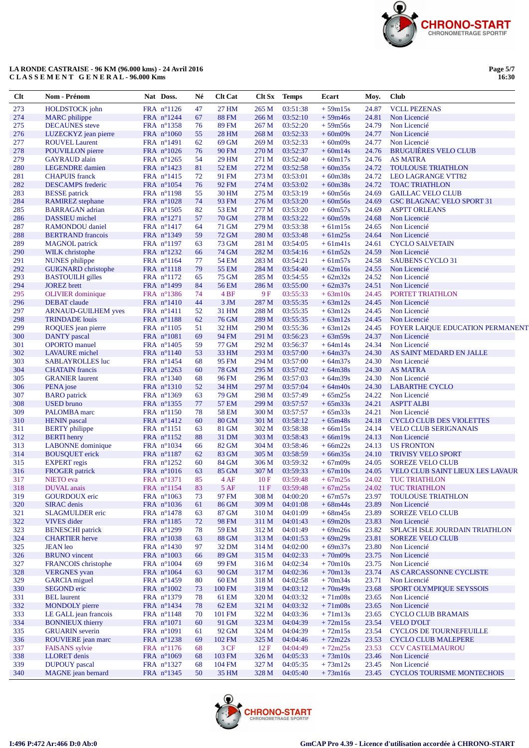**LA RONDE CASTRAISE - 96 KM (96.000 kms) - 24 Avril 2016**
**CLASSEMENT GENERAL - 96.000 Kms**

Page 5/7
16:30

| Clt | Nom - Prénom | Nat | Doss. | Né | Clt Cat | Clt Sx | Temps | Ecart | Moy. | Club |
|---|---|---|---|---|---|---|---|---|---|---|
| 273 | HOLDSTOCK john | FRA | n°1126 | 47 | 27 HM | 265 M | 03:51:38 | + 59m15s | 24.87 | VCLL PEZENAS |
| 274 | MARC philippe | FRA | n°1244 | 67 | 88 FM | 266 M | 03:52:10 | + 59m46s | 24.81 | Non Licencié |
| 275 | DECAUNES steve | FRA | n°1358 | 76 | 89 FM | 267 M | 03:52:20 | + 59m56s | 24.79 | Non Licencié |
| 276 | LUZECKYZ jean pierre | FRA | n°1060 | 55 | 28 HM | 268 M | 03:52:33 | + 60m09s | 24.77 | Non Licencié |
| 277 | ROUVEL Laurent | FRA | n°1491 | 62 | 69 GM | 269 M | 03:52:33 | + 60m09s | 24.77 | Non Licencié |
| 278 | POUVILLON pierre | FRA | n°1026 | 76 | 90 FM | 270 M | 03:52:37 | + 60m14s | 24.76 | BRUGUIÈRES VELO CLUB |
| 279 | GAYRAUD alain | FRA | n°1265 | 54 | 29 HM | 271 M | 03:52:40 | + 60m17s | 24.76 | AS MATRA |
| 280 | LEGENDRE damien | FRA | n°1423 | 81 | 52 EM | 272 M | 03:52:58 | + 60m35s | 24.72 | TOULOUSE TRIATHLON |
| 281 | CHAPUIS franck | FRA | n°1415 | 72 | 91 FM | 273 M | 03:53:01 | + 60m38s | 24.72 | LEO LAGRANGE VTT82 |
| 282 | DESCAMPS frederic | FRA | n°1054 | 76 | 92 FM | 274 M | 03:53:02 | + 60m38s | 24.72 | TOAC TRIATHLON |
| 283 | BESSE patrick | FRA | n°1198 | 55 | 30 HM | 275 M | 03:53:19 | + 60m56s | 24.69 | GAILLAC VELO CLUB |
| 284 | RAMIREZ stephane | FRA | n°1028 | 74 | 93 FM | 276 M | 03:53:20 | + 60m56s | 24.69 | GSC BLAGNAC VELO SPORT 31 |
| 285 | BARRAGAN adrian | FRA | n°1505 | 82 | 53 EM | 277 M | 03:53:20 | + 60m57s | 24.69 | ASPTT ORLEANS |
| 286 | DASSIEU michel | FRA | n°1271 | 57 | 70 GM | 278 M | 03:53:22 | + 60m59s | 24.68 | Non Licencié |
| 287 | RAMONDOU daniel | FRA | n°1417 | 64 | 71 GM | 279 M | 03:53:38 | + 61m15s | 24.65 | Non Licencié |
| 288 | BERTRAND francois | FRA | n°1349 | 59 | 72 GM | 280 M | 03:53:48 | + 61m25s | 24.64 | Non Licencié |
| 289 | MAGNOL patrick | FRA | n°1197 | 63 | 73 GM | 281 M | 03:54:05 | + 61m41s | 24.61 | CYCLO SALVETAIN |
| 290 | WILK christophe | FRA | n°1232 | 66 | 74 GM | 282 M | 03:54:16 | + 61m52s | 24.59 | Non Licencié |
| 291 | NUNES philippe | FRA | n°1164 | 77 | 54 EM | 283 M | 03:54:21 | + 61m57s | 24.58 | SAUBENS CYCLO 31 |
| 292 | GUIGNARD christophe | FRA | n°1118 | 79 | 55 EM | 284 M | 03:54:40 | + 62m16s | 24.55 | Non Licencié |
| 293 | BASTOUILH gilles | FRA | n°1172 | 65 | 75 GM | 285 M | 03:54:55 | + 62m32s | 24.52 | Non Licencié |
| 294 | JOREZ brett | FRA | n°1499 | 84 | 56 EM | 286 M | 03:55:00 | + 62m37s | 24.51 | Non Licencié |
| 295 | OLIVIER dominique | FRA | n°1386 | 74 | 4 BF | 9 F | 03:55:33 | + 63m10s | 24.45 | PORTET TRIATHLON |
| 296 | DEBAT claude | FRA | n°1410 | 44 | 3 JM | 287 M | 03:55:35 | + 63m12s | 24.45 | Non Licencié |
| 297 | ARNAUD-GUILHEM yves | FRA | n°1411 | 52 | 31 HM | 288 M | 03:55:35 | + 63m12s | 24.45 | Non Licencié |
| 298 | TRINDADE louis | FRA | n°1188 | 62 | 76 GM | 289 M | 03:55:35 | + 63m12s | 24.45 | Non Licencié |
| 299 | ROQUES jean pierre | FRA | n°1105 | 51 | 32 HM | 290 M | 03:55:36 | + 63m12s | 24.45 | FOYER LAIQUE EDUCATION PERMANENT |
| 300 | DANTY pascal | FRA | n°1081 | 69 | 94 FM | 291 M | 03:56:23 | + 63m59s | 24.37 | Non Licencié |
| 301 | OPORTO manuel | FRA | n°1405 | 59 | 77 GM | 292 M | 03:56:37 | + 64m14s | 24.34 | Non Licencié |
| 302 | LAVAURE michel | FRA | n°1140 | 53 | 33 HM | 293 M | 03:57:00 | + 64m37s | 24.30 | AS SAINT MEDARD EN JALLE |
| 303 | SABLAYROLLES luc | FRA | n°1454 | 68 | 95 FM | 294 M | 03:57:00 | + 64m37s | 24.30 | Non Licencié |
| 304 | CHATAIN francis | FRA | n°1263 | 60 | 78 GM | 295 M | 03:57:02 | + 64m38s | 24.30 | AS MATRA |
| 305 | GRANIER laurent | FRA | n°1340 | 68 | 96 FM | 296 M | 03:57:03 | + 64m39s | 24.30 | Non Licencié |
| 306 | PENA jose | FRA | n°1310 | 52 | 34 HM | 297 M | 03:57:04 | + 64m40s | 24.30 | LABARTHE CYCLO |
| 307 | BARO patrick | FRA | n°1369 | 63 | 79 GM | 298 M | 03:57:49 | + 65m25s | 24.22 | Non Licencié |
| 308 | USED bruno | FRA | n°1355 | 77 | 57 EM | 299 M | 03:57:57 | + 65m33s | 24.21 | ASPTT ALBI |
| 309 | PALOMBA marc | FRA | n°1150 | 78 | 58 EM | 300 M | 03:57:57 | + 65m33s | 24.21 | Non Licencié |
| 310 | HENIN pascal | FRA | n°1412 | 60 | 80 GM | 301 M | 03:58:12 | + 65m48s | 24.18 | CYCLO CLUB DES VIOLETTES |
| 311 | BERTY philippe | FRA | n°1151 | 63 | 81 GM | 302 M | 03:58:38 | + 66m15s | 24.14 | VELO CLUB SERIGNANAIS |
| 312 | BERTI henry | FRA | n°1152 | 88 | 31 DM | 303 M | 03:58:43 | + 66m19s | 24.13 | Non Licencié |
| 313 | LABONNE dominique | FRA | n°1034 | 66 | 82 GM | 304 M | 03:58:46 | + 66m22s | 24.13 | US FRONTON |
| 314 | BOUSQUET erick | FRA | n°1187 | 62 | 83 GM | 305 M | 03:58:59 | + 66m35s | 24.10 | TRIVISY VELO SPORT |
| 315 | EXPERT regis | FRA | n°1252 | 60 | 84 GM | 306 M | 03:59:32 | + 67m09s | 24.05 | SOREZE VELO CLUB |
| 316 | FROGER patrick | FRA | n°1016 | 63 | 85 GM | 307 M | 03:59:33 | + 67m10s | 24.05 | VELO CLUB SAINT LIEUX LES LAVAUR |
| 317 | NIETO eva | FRA | n°1371 | 85 | 4 AF | 10 F | 03:59:48 | + 67m25s | 24.02 | TUC TRIATHLON |
| 318 | DUVAL anais | FRA | n°1154 | 83 | 5 AF | 11 F | 03:59:48 | + 67m25s | 24.02 | TUC TRIATHLON |
| 319 | GOURDOUX eric | FRA | n°1063 | 73 | 97 FM | 308 M | 04:00:20 | + 67m57s | 23.97 | TOULOUSE TRIATHLON |
| 320 | SIRAC denis | FRA | n°1036 | 61 | 86 GM | 309 M | 04:01:08 | + 68m44s | 23.89 | Non Licencié |
| 321 | SLAGMULDER eric | FRA | n°1478 | 63 | 87 GM | 310 M | 04:01:09 | + 68m45s | 23.89 | SOREZE VELO CLUB |
| 322 | VIVES dider | FRA | n°1185 | 72 | 98 FM | 311 M | 04:01:43 | + 69m20s | 23.83 | Non Licencié |
| 323 | BENESCHI patrick | FRA | n°1299 | 78 | 59 EM | 312 M | 04:01:49 | + 69m26s | 23.82 | SPLACH ISLE JOURDAIN TRIATHLON |
| 324 | CHARTIER herve | FRA | n°1038 | 63 | 88 GM | 313 M | 04:01:53 | + 69m29s | 23.81 | SOREZE VELO CLUB |
| 325 | JEAN leo | FRA | n°1430 | 97 | 32 DM | 314 M | 04:02:00 | + 69m37s | 23.80 | Non Licencié |
| 326 | BRUNO vincent | FRA | n°1003 | 66 | 89 GM | 315 M | 04:02:33 | + 70m09s | 23.75 | Non Licencié |
| 327 | FRANCOIS christophe | FRA | n°1004 | 69 | 99 FM | 316 M | 04:02:34 | + 70m10s | 23.75 | Non Licencié |
| 328 | VERGNES yvan | FRA | n°1064 | 63 | 90 GM | 317 M | 04:02:36 | + 70m13s | 23.74 | AS CARCASSONNE CYCLISTE |
| 329 | GARCIA miguel | FRA | n°1459 | 80 | 60 EM | 318 M | 04:02:58 | + 70m34s | 23.71 | Non Licencié |
| 330 | SEGOND eric | FRA | n°1002 | 73 | 100 FM | 319 M | 04:03:12 | + 70m49s | 23.68 | SPORT OLYMPIQUE SEYSSOIS |
| 331 | BEL laurent | FRA | n°1379 | 78 | 61 EM | 320 M | 04:03:32 | + 71m08s | 23.65 | Non Licencié |
| 332 | MONDOLY pierre | FRA | n°1434 | 78 | 62 EM | 321 M | 04:03:32 | + 71m08s | 23.65 | Non Licencié |
| 333 | LE GALL jean francois | FRA | n°1148 | 70 | 101 FM | 322 M | 04:03:36 | + 71m13s | 23.65 | CYCLO CLUB BRAMAIS |
| 334 | BONNIEUX thierry | FRA | n°1071 | 60 | 91 GM | 323 M | 04:04:39 | + 72m15s | 23.54 | VELO D'OLT |
| 335 | GRUARIN severin | FRA | n°1091 | 61 | 92 GM | 324 M | 04:04:39 | + 72m15s | 23.54 | CYCLOS DE TOURNEFEUILLE |
| 336 | ROUVIERE jean marc | FRA | n°1238 | 69 | 102 FM | 325 M | 04:04:46 | + 72m22s | 23.53 | CYCLO CLUB MALEPERE |
| 337 | FAISANS sylvie | FRA | n°1176 | 68 | 3 CF | 12 F | 04:04:49 | + 72m25s | 23.53 | CCV CASTELMAUROU |
| 338 | LLORET denis | FRA | n°1069 | 68 | 103 FM | 326 M | 04:05:33 | + 73m10s | 23.46 | Non Licencié |
| 339 | DUPOUY pascal | FRA | n°1327 | 68 | 104 FM | 327 M | 04:05:35 | + 73m12s | 23.45 | Non Licencié |
| 340 | MAGNE jean bernard | FRA | n°1345 | 50 | 35 HM | 328 M | 04:05:40 | + 73m16s | 23.45 | CYCLOS TOURISME MONTECHOIS |

I:496 P:472 Ar:466 D:0 Ab:0

GmCAP Pro 4.39 - Licence d'utilisation accordée à CHRONO-START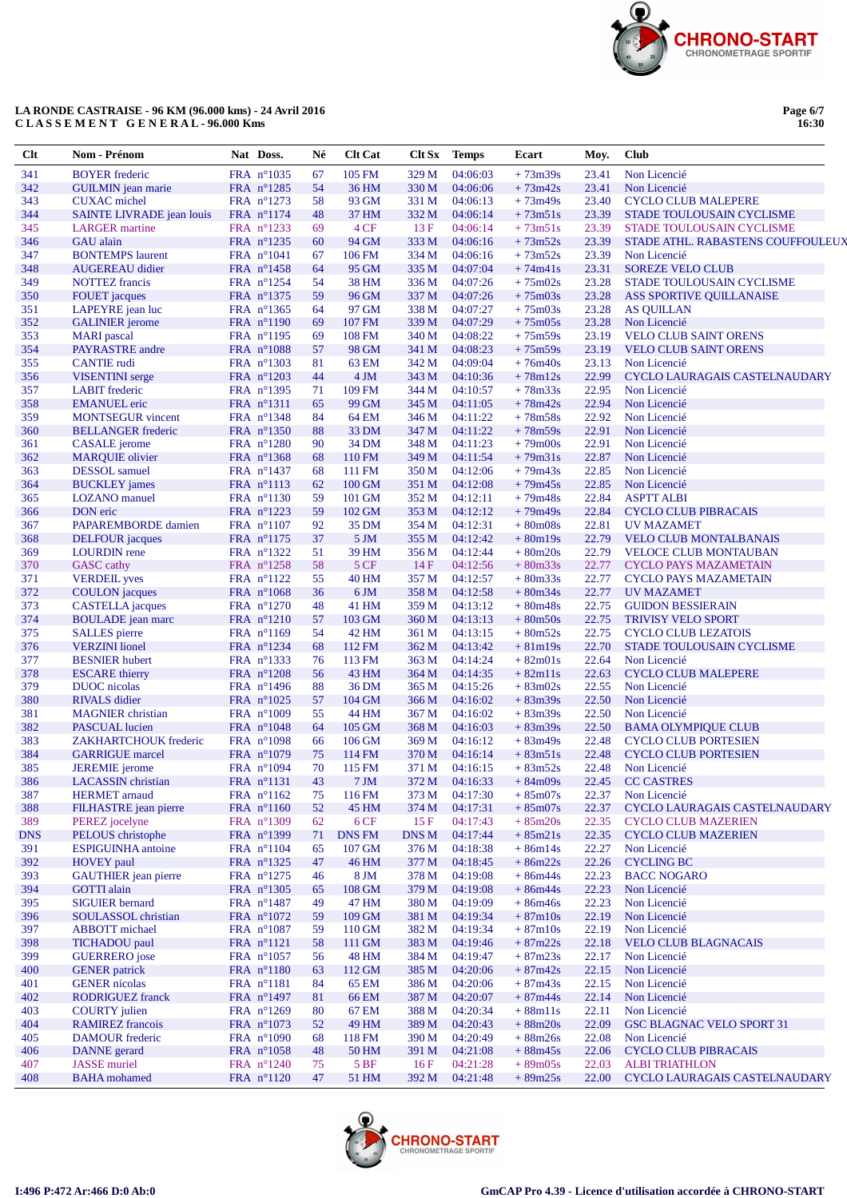LA RONDE CASTRAISE - 96 KM (96.000 kms) - 24 Avril 2016
C L A S S E M E N T G E N E R A L - 96.000 Kms

Page 6/7
16:30

| Clt | Nom - Prénom | Nat | Doss. | Né | Clt Cat | Clt Sx | Temps | Ecart | Moy. | Club |
|---|---|---|---|---|---|---|---|---|---|---|
| 341 | BOYER frederic | FRA | n°1035 | 67 | 105 FM | 329 M | 04:06:03 | + 73m39s | 23.41 | Non Licencié |
| 342 | GUILMIN jean marie | FRA | n°1285 | 54 | 36 HM | 330 M | 04:06:06 | + 73m42s | 23.41 | Non Licencié |
| 343 | CUXAC michel | FRA | n°1273 | 58 | 93 GM | 331 M | 04:06:13 | + 73m49s | 23.40 | CYCLO CLUB MALEPERE |
| 344 | SAINTE LIVRADE jean louis | FRA | n°1174 | 48 | 37 HM | 332 M | 04:06:14 | + 73m51s | 23.39 | STADE TOULOUSAIN CYCLISME |
| 345 | LARGER martine | FRA | n°1233 | 69 | 4 CF | 13 F | 04:06:14 | + 73m51s | 23.39 | STADE TOULOUSAIN CYCLISME |
| 346 | GAU alain | FRA | n°1235 | 60 | 94 GM | 333 M | 04:06:16 | + 73m52s | 23.39 | STADE ATHL. RABASTENS COUFFOULEUX |
| 347 | BONTEMPS laurent | FRA | n°1041 | 67 | 106 FM | 334 M | 04:06:16 | + 73m52s | 23.39 | Non Licencié |
| 348 | AUGEREAU didier | FRA | n°1458 | 64 | 95 GM | 335 M | 04:07:04 | + 74m41s | 23.31 | SOREZE VELO CLUB |
| 349 | NOTTEZ francis | FRA | n°1254 | 54 | 38 HM | 336 M | 04:07:26 | + 75m02s | 23.28 | STADE TOULOUSAIN CYCLISME |
| 350 | FOUET jacques | FRA | n°1375 | 59 | 96 GM | 337 M | 04:07:26 | + 75m03s | 23.28 | ASS SPORTIVE QUILLANAISE |
| 351 | LAPEYRE jean luc | FRA | n°1365 | 64 | 97 GM | 338 M | 04:07:27 | + 75m03s | 23.28 | AS QUILLAN |
| 352 | GALINIER jerome | FRA | n°1190 | 69 | 107 FM | 339 M | 04:07:29 | + 75m05s | 23.28 | Non Licencié |
| 353 | MARI pascal | FRA | n°1195 | 69 | 108 FM | 340 M | 04:08:22 | + 75m59s | 23.19 | VELO CLUB SAINT ORENS |
| 354 | PAYRASTRE andre | FRA | n°1088 | 57 | 98 GM | 341 M | 04:08:23 | + 75m59s | 23.19 | VELO CLUB SAINT ORENS |
| 355 | CANTIE rudi | FRA | n°1303 | 81 | 63 EM | 342 M | 04:09:04 | + 76m40s | 23.13 | Non Licencié |
| 356 | VISENTINI serge | FRA | n°1203 | 44 | 4 JM | 343 M | 04:10:36 | + 78m12s | 22.99 | CYCLO LAURAGAIS CASTELNAUDARY |
| 357 | LABIT frederic | FRA | n°1395 | 71 | 109 FM | 344 M | 04:10:57 | + 78m33s | 22.95 | Non Licencié |
| 358 | EMANUEL eric | FRA | n°1311 | 65 | 99 GM | 345 M | 04:11:05 | + 78m42s | 22.94 | Non Licencié |
| 359 | MONTSEGUR vincent | FRA | n°1348 | 84 | 64 EM | 346 M | 04:11:22 | + 78m58s | 22.92 | Non Licencié |
| 360 | BELLANGER frederic | FRA | n°1350 | 88 | 33 DM | 347 M | 04:11:22 | + 78m59s | 22.91 | Non Licencié |
| 361 | CASALE jerome | FRA | n°1280 | 90 | 34 DM | 348 M | 04:11:23 | + 79m00s | 22.91 | Non Licencié |
| 362 | MARQUIE olivier | FRA | n°1368 | 68 | 110 FM | 349 M | 04:11:54 | + 79m31s | 22.87 | Non Licencié |
| 363 | DESSOL samuel | FRA | n°1437 | 68 | 111 FM | 350 M | 04:12:06 | + 79m43s | 22.85 | Non Licencié |
| 364 | BUCKLEY james | FRA | n°1113 | 62 | 100 GM | 351 M | 04:12:08 | + 79m45s | 22.85 | Non Licencié |
| 365 | LOZANO manuel | FRA | n°1130 | 59 | 101 GM | 352 M | 04:12:11 | + 79m48s | 22.84 | ASPTT ALBI |
| 366 | DON eric | FRA | n°1223 | 59 | 102 GM | 353 M | 04:12:12 | + 79m49s | 22.84 | CYCLO CLUB PIBRACAIS |
| 367 | PAPAREMBORDE damien | FRA | n°1107 | 92 | 35 DM | 354 M | 04:12:31 | + 80m08s | 22.81 | UV MAZAMET |
| 368 | DELFOUR jacques | FRA | n°1175 | 37 | 5 JM | 355 M | 04:12:42 | + 80m19s | 22.79 | VELO CLUB MONTALBANAIS |
| 369 | LOURDIN rene | FRA | n°1322 | 51 | 39 HM | 356 M | 04:12:44 | + 80m20s | 22.79 | VELOCE CLUB MONTAUBAN |
| 370 | GASC cathy | FRA | n°1258 | 58 | 5 CF | 14 F | 04:12:56 | + 80m33s | 22.77 | CYCLO PAYS MAZAMETAIN |
| 371 | VERDEIL yves | FRA | n°1122 | 55 | 40 HM | 357 M | 04:12:57 | + 80m33s | 22.77 | CYCLO PAYS MAZAMETAIN |
| 372 | COULON jacques | FRA | n°1068 | 36 | 6 JM | 358 M | 04:12:58 | + 80m34s | 22.77 | UV MAZAMET |
| 373 | CASTELLA jacques | FRA | n°1270 | 48 | 41 HM | 359 M | 04:13:12 | + 80m48s | 22.75 | GUIDON BESSIERAIN |
| 374 | BOULADE jean marc | FRA | n°1210 | 57 | 103 GM | 360 M | 04:13:13 | + 80m50s | 22.75 | TRIVISY VELO SPORT |
| 375 | SALLES pierre | FRA | n°1169 | 54 | 42 HM | 361 M | 04:13:15 | + 80m52s | 22.75 | CYCLO CLUB LEZATOIS |
| 376 | VERZINI lionel | FRA | n°1234 | 68 | 112 FM | 362 M | 04:13:42 | + 81m19s | 22.70 | STADE TOULOUSAIN CYCLISME |
| 377 | BESNIER hubert | FRA | n°1333 | 76 | 113 FM | 363 M | 04:14:24 | + 82m01s | 22.64 | Non Licencié |
| 378 | ESCARE thierry | FRA | n°1208 | 56 | 43 HM | 364 M | 04:14:35 | + 82m11s | 22.63 | CYCLO CLUB MALEPERE |
| 379 | DUOC nicolas | FRA | n°1496 | 88 | 36 DM | 365 M | 04:15:26 | + 83m02s | 22.55 | Non Licencié |
| 380 | RIVALS didier | FRA | n°1025 | 57 | 104 GM | 366 M | 04:16:02 | + 83m39s | 22.50 | Non Licencié |
| 381 | MAGNIER christian | FRA | n°1009 | 55 | 44 HM | 367 M | 04:16:02 | + 83m39s | 22.50 | Non Licencié |
| 382 | PASCUAL lucien | FRA | n°1048 | 64 | 105 GM | 368 M | 04:16:03 | + 83m39s | 22.50 | BAMA OLYMPIQUE CLUB |
| 383 | ZAKHARTCHOUK frederic | FRA | n°1098 | 66 | 106 GM | 369 M | 04:16:12 | + 83m49s | 22.48 | CYCLO CLUB PORTESIEN |
| 384 | GARRIGUE marcel | FRA | n°1079 | 75 | 114 FM | 370 M | 04:16:14 | + 83m51s | 22.48 | CYCLO CLUB PORTESIEN |
| 385 | JEREMIE jerome | FRA | n°1094 | 70 | 115 FM | 371 M | 04:16:15 | + 83m52s | 22.48 | Non Licencié |
| 386 | LACASSIN christian | FRA | n°1131 | 43 | 7 JM | 372 M | 04:16:33 | + 84m09s | 22.45 | CC CASTRES |
| 387 | HERMET arnaud | FRA | n°1162 | 75 | 116 FM | 373 M | 04:17:30 | + 85m07s | 22.37 | Non Licencié |
| 388 | FILHASTRE jean pierre | FRA | n°1160 | 52 | 45 HM | 374 M | 04:17:31 | + 85m07s | 22.37 | CYCLO LAURAGAIS CASTELNAUDARY |
| 389 | PEREZ jocelyne | FRA | n°1309 | 62 | 6 CF | 15 F | 04:17:43 | + 85m20s | 22.35 | CYCLO CLUB MAZERIEN |
| DNS | PELOUS christophe | FRA | n°1399 | 71 | DNS FM | DNS M | 04:17:44 | + 85m21s | 22.35 | CYCLO CLUB MAZERIEN |
| 391 | ESPIGUINHA antoine | FRA | n°1104 | 65 | 107 GM | 376 M | 04:18:38 | + 86m14s | 22.27 | Non Licencié |
| 392 | HOVEY paul | FRA | n°1325 | 47 | 46 HM | 377 M | 04:18:45 | + 86m22s | 22.26 | CYCLING BC |
| 393 | GAUTHIER jean pierre | FRA | n°1275 | 46 | 8 JM | 378 M | 04:19:08 | + 86m44s | 22.23 | BACC NOGARO |
| 394 | GOTTI alain | FRA | n°1305 | 65 | 108 GM | 379 M | 04:19:08 | + 86m44s | 22.23 | Non Licencié |
| 395 | SIGUIER bernard | FRA | n°1487 | 49 | 47 HM | 380 M | 04:19:09 | + 86m46s | 22.23 | Non Licencié |
| 396 | SOULASSOL christian | FRA | n°1072 | 59 | 109 GM | 381 M | 04:19:34 | + 87m10s | 22.19 | Non Licencié |
| 397 | ABBOTT michael | FRA | n°1087 | 59 | 110 GM | 382 M | 04:19:34 | + 87m10s | 22.19 | Non Licencié |
| 398 | TICHADOU paul | FRA | n°1121 | 58 | 111 GM | 383 M | 04:19:46 | + 87m22s | 22.18 | VELO CLUB BLAGNACAIS |
| 399 | GUERRERO jose | FRA | n°1057 | 56 | 48 HM | 384 M | 04:19:47 | + 87m23s | 22.17 | Non Licencié |
| 400 | GENER patrick | FRA | n°1180 | 63 | 112 GM | 385 M | 04:20:06 | + 87m42s | 22.15 | Non Licencié |
| 401 | GENER nicolas | FRA | n°1181 | 84 | 65 EM | 386 M | 04:20:06 | + 87m43s | 22.15 | Non Licencié |
| 402 | RODRIGUEZ franck | FRA | n°1497 | 81 | 66 EM | 387 M | 04:20:07 | + 87m44s | 22.14 | Non Licencié |
| 403 | COURTY julien | FRA | n°1269 | 80 | 67 EM | 388 M | 04:20:34 | + 88m11s | 22.11 | Non Licencié |
| 404 | RAMIREZ francois | FRA | n°1073 | 52 | 49 HM | 389 M | 04:20:43 | + 88m20s | 22.09 | GSC BLAGNAC VELO SPORT 31 |
| 405 | DAMOUR frederic | FRA | n°1090 | 68 | 118 FM | 390 M | 04:20:49 | + 88m26s | 22.08 | Non Licencié |
| 406 | DANNE gerard | FRA | n°1058 | 48 | 50 HM | 391 M | 04:21:08 | + 88m45s | 22.06 | CYCLO CLUB PIBRACAIS |
| 407 | JASSE muriel | FRA | n°1240 | 75 | 5 BF | 16 F | 04:21:28 | + 89m05s | 22.03 | ALBI TRIATHLON |
| 408 | BAHA mohamed | FRA | n°1120 | 47 | 51 HM | 392 M | 04:21:48 | + 89m25s | 22.00 | CYCLO LAURAGAIS CASTELNAUDARY |

I:496 P:472 Ar:466 D:0 Ab:0

GmCAP Pro 4.39 - Licence d'utilisation accordée à CHRONO-START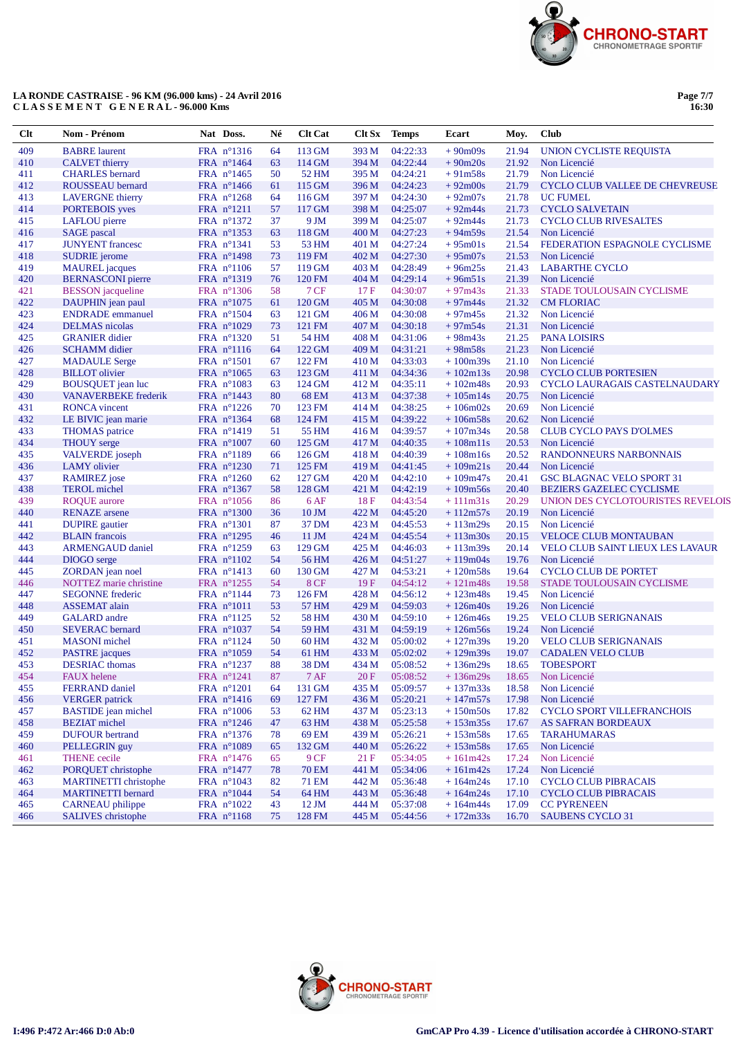LA RONDE CASTRAISE - 96 KM (96.000 kms) - 24 Avril 2016
C L A S S E M E N T   G E N E R A L - 96.000 Kms

| Clt | Nom - Prénom | Nat | Doss. | Né | Clt Cat | Clt Sx | Temps | Ecart | Moy. | Club |
|---|---|---|---|---|---|---|---|---|---|---|
| 409 | BABRE laurent | FRA | n°1316 | 64 | 113 GM | 393 M | 04:22:33 | + 90m09s | 21.94 | UNION CYCLISTE REQUISTA |
| 410 | CALVET thierry | FRA | n°1464 | 63 | 114 GM | 394 M | 04:22:44 | + 90m20s | 21.92 | Non Licencié |
| 411 | CHARLES bernard | FRA | n°1465 | 50 | 52 HM | 395 M | 04:24:21 | + 91m58s | 21.79 | Non Licencié |
| 412 | ROUSSEAU bernard | FRA | n°1466 | 61 | 115 GM | 396 M | 04:24:23 | + 92m00s | 21.79 | CYCLO CLUB VALLEE DE CHEVREUSE |
| 413 | LAVERGNE thierry | FRA | n°1268 | 64 | 116 GM | 397 M | 04:24:30 | + 92m07s | 21.78 | UC FUMEL |
| 414 | PORTEBOIS yves | FRA | n°1211 | 57 | 117 GM | 398 M | 04:25:07 | + 92m44s | 21.73 | CYCLO SALVETAIN |
| 415 | LAFLOU pierre | FRA | n°1372 | 37 | 9 JM | 399 M | 04:25:07 | + 92m44s | 21.73 | CYCLO CLUB RIVESALTES |
| 416 | SAGE pascal | FRA | n°1353 | 63 | 118 GM | 400 M | 04:27:23 | + 94m59s | 21.54 | Non Licencié |
| 417 | JUNYENT francesc | FRA | n°1341 | 53 | 53 HM | 401 M | 04:27:24 | + 95m01s | 21.54 | FEDERATION ESPAGNOLE CYCLISME |
| 418 | SUDRIE jerome | FRA | n°1498 | 73 | 119 FM | 402 M | 04:27:30 | + 95m07s | 21.53 | Non Licencié |
| 419 | MAUREL jacques | FRA | n°1106 | 57 | 119 GM | 403 M | 04:28:49 | + 96m25s | 21.43 | LABARTHE CYCLO |
| 420 | BERNASCONI pierre | FRA | n°1319 | 76 | 120 FM | 404 M | 04:29:14 | + 96m51s | 21.39 | Non Licencié |
| 421 | BESSON jacqueline | FRA | n°1306 | 58 | 7 CF | 17 F | 04:30:07 | + 97m43s | 21.33 | STADE TOULOUSAIN CYCLISME |
| 422 | DAUPHIN jean paul | FRA | n°1075 | 61 | 120 GM | 405 M | 04:30:08 | + 97m44s | 21.32 | CM FLORIAC |
| 423 | ENDRADE emmanuel | FRA | n°1504 | 63 | 121 GM | 406 M | 04:30:08 | + 97m45s | 21.32 | Non Licencié |
| 424 | DELMAS nicolas | FRA | n°1029 | 73 | 121 FM | 407 M | 04:30:18 | + 97m54s | 21.31 | Non Licencié |
| 425 | GRANIER didier | FRA | n°1320 | 51 | 54 HM | 408 M | 04:31:06 | + 98m43s | 21.25 | PANA LOISIRS |
| 426 | SCHAMM didier | FRA | n°1116 | 64 | 122 GM | 409 M | 04:31:21 | + 98m58s | 21.23 | Non Licencié |
| 427 | MADAULE Serge | FRA | n°1501 | 67 | 122 FM | 410 M | 04:33:03 | + 100m39s | 21.10 | Non Licencié |
| 428 | BILLOT olivier | FRA | n°1065 | 63 | 123 GM | 411 M | 04:34:36 | + 102m13s | 20.98 | CYCLO CLUB PORTESIEN |
| 429 | BOUSQUET jean luc | FRA | n°1083 | 63 | 124 GM | 412 M | 04:35:11 | + 102m48s | 20.93 | CYCLO LAURAGAIS CASTELNAUDARY |
| 430 | VANAVERBEKE frederik | FRA | n°1443 | 80 | 68 EM | 413 M | 04:37:38 | + 105m14s | 20.75 | Non Licencié |
| 431 | RONCA vincent | FRA | n°1226 | 70 | 123 FM | 414 M | 04:38:25 | + 106m02s | 20.69 | Non Licencié |
| 432 | LE BIVIC jean marie | FRA | n°1364 | 68 | 124 FM | 415 M | 04:39:22 | + 106m58s | 20.62 | Non Licencié |
| 433 | THOMAS patrice | FRA | n°1419 | 51 | 55 HM | 416 M | 04:39:57 | + 107m34s | 20.58 | CLUB CYCLO PAYS D'OLMES |
| 434 | THOUY serge | FRA | n°1007 | 60 | 125 GM | 417 M | 04:40:35 | + 108m11s | 20.53 | Non Licencié |
| 435 | VALVERDE joseph | FRA | n°1189 | 66 | 126 GM | 418 M | 04:40:39 | + 108m16s | 20.52 | RANDONNEURS NARBONNAIS |
| 436 | LAMY olivier | FRA | n°1230 | 71 | 125 FM | 419 M | 04:41:45 | + 109m21s | 20.44 | Non Licencié |
| 437 | RAMIREZ jose | FRA | n°1260 | 62 | 127 GM | 420 M | 04:42:10 | + 109m47s | 20.41 | GSC BLAGNAC VELO SPORT 31 |
| 438 | TEROL michel | FRA | n°1367 | 58 | 128 GM | 421 M | 04:42:19 | + 109m56s | 20.40 | BEZIERS GAZELEC CYCLISME |
| 439 | ROQUE aurore | FRA | n°1056 | 86 | 6 AF | 18 F | 04:43:54 | + 111m31s | 20.29 | UNION DES CYCLOTOURISTES REVELOIS |
| 440 | RENAZE arsene | FRA | n°1300 | 36 | 10 JM | 422 M | 04:45:20 | + 112m57s | 20.19 | Non Licencié |
| 441 | DUPIRE gautier | FRA | n°1301 | 87 | 37 DM | 423 M | 04:45:53 | + 113m29s | 20.15 | Non Licencié |
| 442 | BLAIN francois | FRA | n°1295 | 46 | 11 JM | 424 M | 04:45:54 | + 113m30s | 20.15 | VELOCE CLUB MONTAUBAN |
| 443 | ARMENGAUD daniel | FRA | n°1259 | 63 | 129 GM | 425 M | 04:46:03 | + 113m39s | 20.14 | VELO CLUB SAINT LIEUX LES LAVAUR |
| 444 | DIOGO serge | FRA | n°1102 | 54 | 56 HM | 426 M | 04:51:27 | + 119m04s | 19.76 | Non Licencié |
| 445 | ZORDAN jean noel | FRA | n°1413 | 60 | 130 GM | 427 M | 04:53:21 | + 120m58s | 19.64 | CYCLO CLUB DE PORTET |
| 446 | NOTTEZ marie christine | FRA | n°1255 | 54 | 8 CF | 19 F | 04:54:12 | + 121m48s | 19.58 | STADE TOULOUSAIN CYCLISME |
| 447 | SEGONNE frederic | FRA | n°1144 | 73 | 126 FM | 428 M | 04:56:12 | + 123m48s | 19.45 | Non Licencié |
| 448 | ASSEMAT alain | FRA | n°1011 | 53 | 57 HM | 429 M | 04:59:03 | + 126m40s | 19.26 | Non Licencié |
| 449 | GALARD andre | FRA | n°1125 | 52 | 58 HM | 430 M | 04:59:10 | + 126m46s | 19.25 | VELO CLUB SERIGNANAIS |
| 450 | SEVERAC bernard | FRA | n°1037 | 54 | 59 HM | 431 M | 04:59:19 | + 126m56s | 19.24 | Non Licencié |
| 451 | MASONI michel | FRA | n°1124 | 50 | 60 HM | 432 M | 05:00:02 | + 127m39s | 19.20 | VELO CLUB SERIGNANAIS |
| 452 | PASTRE jacques | FRA | n°1059 | 54 | 61 HM | 433 M | 05:02:02 | + 129m39s | 19.07 | CADALEN VELO CLUB |
| 453 | DESRIAC thomas | FRA | n°1237 | 88 | 38 DM | 434 M | 05:08:52 | + 136m29s | 18.65 | TOBESPORT |
| 454 | FAUX helene | FRA | n°1241 | 87 | 7 AF | 20 F | 05:08:52 | + 136m29s | 18.65 | Non Licencié |
| 455 | FERRAND daniel | FRA | n°1201 | 64 | 131 GM | 435 M | 05:09:57 | + 137m33s | 18.58 | Non Licencié |
| 456 | VERGER patrick | FRA | n°1416 | 69 | 127 FM | 436 M | 05:20:21 | + 147m57s | 17.98 | Non Licencié |
| 457 | BASTIDE jean michel | FRA | n°1006 | 53 | 62 HM | 437 M | 05:23:13 | + 150m50s | 17.82 | CYCLO SPORT VILLEFRANCHOIS |
| 458 | BEZIAT michel | FRA | n°1246 | 47 | 63 HM | 438 M | 05:25:58 | + 153m35s | 17.67 | AS SAFRAN BORDEAUX |
| 459 | DUFOUR bertrand | FRA | n°1376 | 78 | 69 EM | 439 M | 05:26:21 | + 153m58s | 17.65 | TARAHUMARAS |
| 460 | PELLEGRIN guy | FRA | n°1089 | 65 | 132 GM | 440 M | 05:26:22 | + 153m58s | 17.65 | Non Licencié |
| 461 | THENE cecile | FRA | n°1476 | 65 | 9 CF | 21 F | 05:34:05 | + 161m42s | 17.24 | Non Licencié |
| 462 | PORQUET christophe | FRA | n°1477 | 78 | 70 EM | 441 M | 05:34:06 | + 161m42s | 17.24 | Non Licencié |
| 463 | MARTINETTI christophe | FRA | n°1043 | 82 | 71 EM | 442 M | 05:36:48 | + 164m24s | 17.10 | CYCLO CLUB PIBRACAIS |
| 464 | MARTINETTI bernard | FRA | n°1044 | 54 | 64 HM | 443 M | 05:36:48 | + 164m24s | 17.10 | CYCLO CLUB PIBRACAIS |
| 465 | CARNEAU philippe | FRA | n°1022 | 43 | 12 JM | 444 M | 05:37:08 | + 164m44s | 17.09 | CC PYRENEEN |
| 466 | SALIVES christophe | FRA | n°1168 | 75 | 128 FM | 445 M | 05:44:56 | + 172m33s | 16.70 | SAUBENS CYCLO 31 |

I:496 P:472 Ar:466 D:0 Ab:0

GmCAP Pro 4.39 - Licence d'utilisation accordée à CHRONO-START